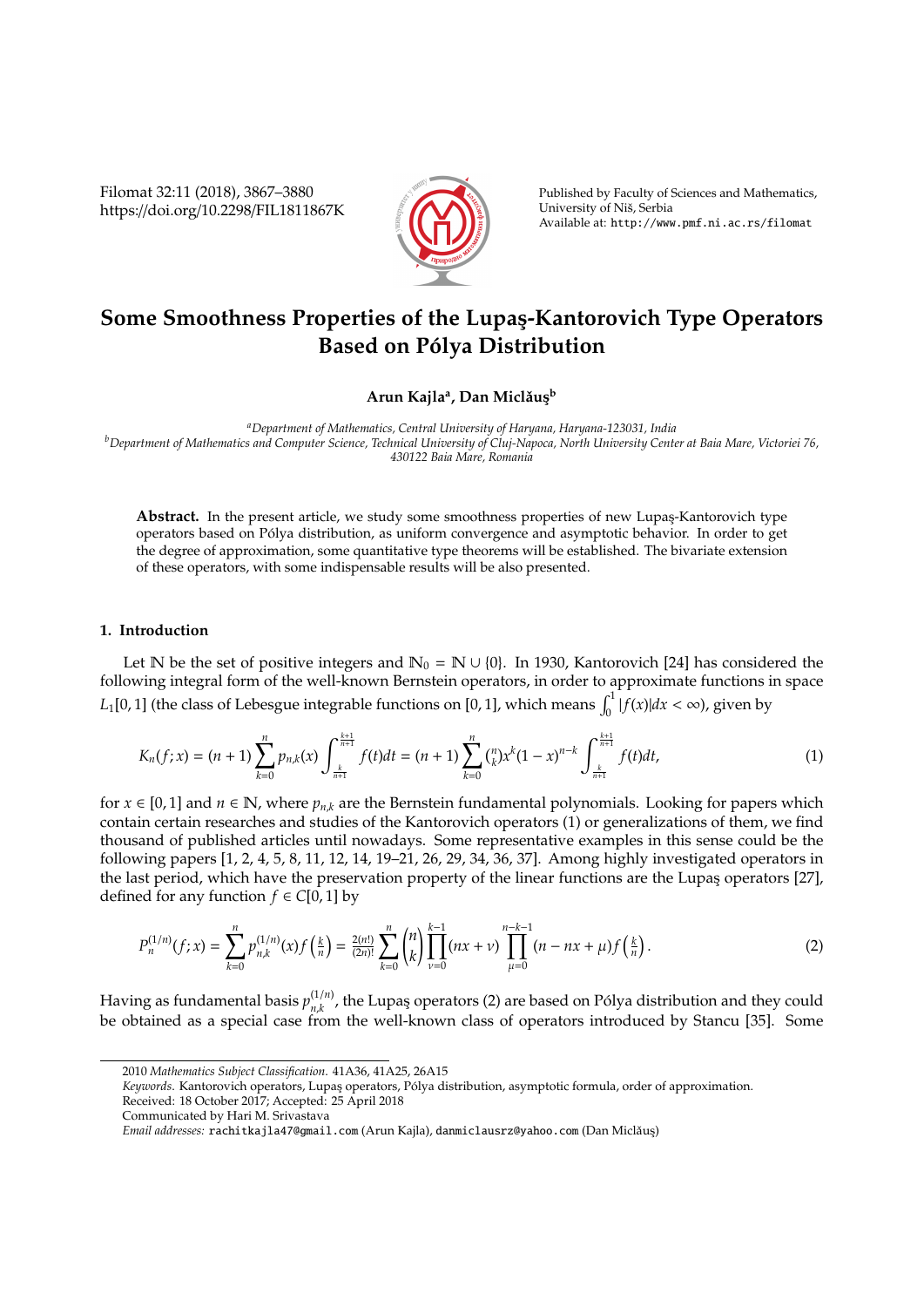# Some Smoothness Properties of the Lupaş-Kantorovich Type Operators Based on Pólya Distribution

**Arun Kajla[a], Dan Miclăuş[b]**

[a]*Department of Mathematics, Central University of Haryana, Haryana-123031, India*
[b]*Department of Mathematics and Computer Science, Technical University of Cluj-Napoca, North University Center at Baia Mare, Victoriei 76, 430122 Baia Mare, Romania*

**Abstract.** In the present article, we study some smoothness properties of new Lupaş-Kantorovich type operators based on Pólya distribution, as uniform convergence and asymptotic behavior. In order to get the degree of approximation, some quantitative type theorems will be established. The bivariate extension of these operators, with some indispensable results will be also presented.

## 1. Introduction

Let $\mathbb{N}$ be the set of positive integers and $\mathbb{N}_0 = \mathbb{N} \cup \{0\}$. In 1930, Kantorovich [24] has considered the following integral form of the well-known Bernstein operators, in order to approximate functions in space $L_1[0,1]$ (the class of Lebesgue integrable functions on $[0,1]$, which means $\int_0^1 |f(x)|dx < \infty$), given by

$$K_n(f;x) = (n+1)\sum_{k=0}^{n} p_{n,k}(x)\int_{\frac{k}{n+1}}^{\frac{k+1}{n+1}} f(t)dt = (n+1)\sum_{k=0}^{n} \binom{n}{k} x^k (1-x)^{n-k} \int_{\frac{k}{n+1}}^{\frac{k+1}{n+1}} f(t)dt, \tag{1}$$

for $x \in [0,1]$ and $n \in \mathbb{N}$, where $p_{n,k}$ are the Bernstein fundamental polynomials. Looking for papers which contain certain researches and studies of the Kantorovich operators (1) or generalizations of them, we find thousand of published articles until nowadays. Some representative examples in this sense could be the following papers [1, 2, 4, 5, 8, 11, 12, 14, 19–21, 26, 29, 34, 36, 37]. Among highly investigated operators in the last period, which have the preservation property of the linear functions are the Lupaş operators [27], defined for any function $f \in C[0,1]$ by

$$P_n^{(1/n)}(f;x) = \sum_{k=0}^{n} p_{n,k}^{(1/n)}(x) f\left(\tfrac{k}{n}\right) = \tfrac{2(n!)}{(2n)!}\sum_{k=0}^{n}\binom{n}{k}\prod_{\nu=0}^{k-1}(nx+\nu)\prod_{\mu=0}^{n-k-1}(n-nx+\mu) f\left(\tfrac{k}{n}\right). \tag{2}$$

Having as fundamental basis $p_{n,k}^{(1/n)}$, the Lupaş operators (2) are based on Pólya distribution and they could be obtained as a special case from the well-known class of operators introduced by Stancu [35]. Some

---

2010 *Mathematics Subject Classification*. 41A36, 41A25, 26A15

*Keywords*. Kantorovich operators, Lupaş operators, Pólya distribution, asymptotic formula, order of approximation.

Received: 18 October 2017; Accepted: 25 April 2018

Communicated by Hari M. Srivastava

*Email addresses:* rachitkajla47@gmail.com (Arun Kajla), danmiclausrz@yahoo.com (Dan Miclăuş)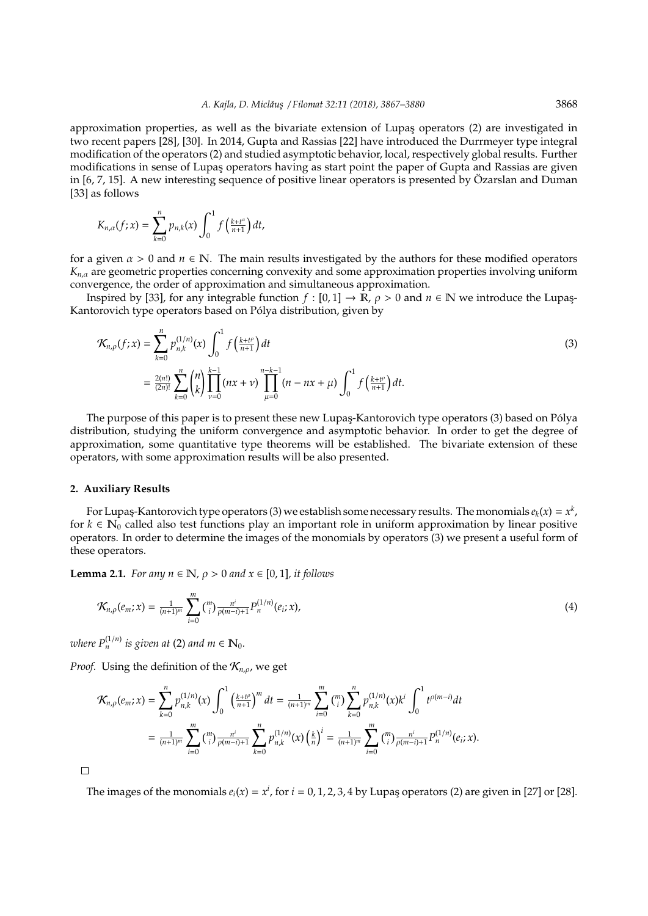approximation properties, as well as the bivariate extension of Lupaş operators (2) are investigated in two recent papers [28], [30]. In 2014, Gupta and Rassias [22] have introduced the Durrmeyer type integral modification of the operators (2) and studied asymptotic behavior, local, respectively global results. Further modifications in sense of Lupaş operators having as start point the paper of Gupta and Rassias are given in [6, 7, 15]. A new interesting sequence of positive linear operators is presented by Özarslan and Duman [33] as follows

$$K_{n,\alpha}(f;x) = \sum_{k=0}^{n} p_{n,k}(x) \int_0^1 f\left(\tfrac{k+t^{\alpha}}{n+1}\right) dt,$$

for a given $\alpha > 0$ and $n \in \mathbb{N}$. The main results investigated by the authors for these modified operators $K_{n,\alpha}$ are geometric properties concerning convexity and some approximation properties involving uniform convergence, the order of approximation and simultaneous approximation.

Inspired by [33], for any integrable function $f : [0, 1] \to \mathbb{R}$, $\rho > 0$ and $n \in \mathbb{N}$ we introduce the Lupaş-Kantorovich type operators based on Pólya distribution, given by

$$\begin{aligned}
\mathcal{K}_{n,\rho}(f;x) &= \sum_{k=0}^{n} p_{n,k}^{(1/n)}(x) \int_0^1 f\left(\tfrac{k+t^{\rho}}{n+1}\right) dt \\
&= \tfrac{2(n!)}{(2n)!} \sum_{k=0}^{n} \binom{n}{k} \prod_{\nu=0}^{k-1} (nx+\nu) \prod_{\mu=0}^{n-k-1} (n-nx+\mu) \int_0^1 f\left(\tfrac{k+t^{\rho}}{n+1}\right) dt.
\end{aligned} \tag{3}$$

The purpose of this paper is to present these new Lupaş-Kantorovich type operators (3) based on Pólya distribution, studying the uniform convergence and asymptotic behavior. In order to get the degree of approximation, some quantitative type theorems will be established. The bivariate extension of these operators, with some approximation results will be also presented.

## 2. Auxiliary Results

For Lupaş-Kantorovich type operators (3) we establish some necessary results. The monomials $e_k(x) = x^k$, for $k \in \mathbb{N}_0$ called also test functions play an important role in uniform approximation by linear positive operators. In order to determine the images of the monomials by operators (3) we present a useful form of these operators.

**Lemma 2.1.** *For any $n \in \mathbb{N}$, $\rho > 0$ and $x \in [0, 1]$, it follows*

$$\mathcal{K}_{n,\rho}(e_m;x) = \tfrac{1}{(n+1)^m} \sum_{i=0}^{m} \tbinom{m}{i} \tfrac{n^i}{\rho(m-i)+1} P_n^{(1/n)}(e_i;x), \tag{4}$$

*where $P_n^{(1/n)}$ is given at* (2) *and $m \in \mathbb{N}_0$.*

*Proof.* Using the definition of the $\mathcal{K}_{n,\rho}$, we get

$$\begin{aligned}
\mathcal{K}_{n,\rho}(e_m;x) &= \sum_{k=0}^{n} p_{n,k}^{(1/n)}(x) \int_0^1 \left(\tfrac{k+t^{\rho}}{n+1}\right)^m dt = \tfrac{1}{(n+1)^m} \sum_{i=0}^{m} \tbinom{m}{i} \sum_{k=0}^{n} p_{n,k}^{(1/n)}(x) k^i \int_0^1 t^{\rho(m-i)} dt \\
&= \tfrac{1}{(n+1)^m} \sum_{i=0}^{m} \tbinom{m}{i} \tfrac{n^i}{\rho(m-i)+1} \sum_{k=0}^{n} p_{n,k}^{(1/n)}(x) \left(\tfrac{k}{n}\right)^i = \tfrac{1}{(n+1)^m} \sum_{i=0}^{m} \tbinom{m}{i} \tfrac{n^i}{\rho(m-i)+1} P_n^{(1/n)}(e_i;x).
\end{aligned}$$

□

The images of the monomials $e_i(x) = x^i$, for $i = 0, 1, 2, 3, 4$ by Lupaş operators (2) are given in [27] or [28].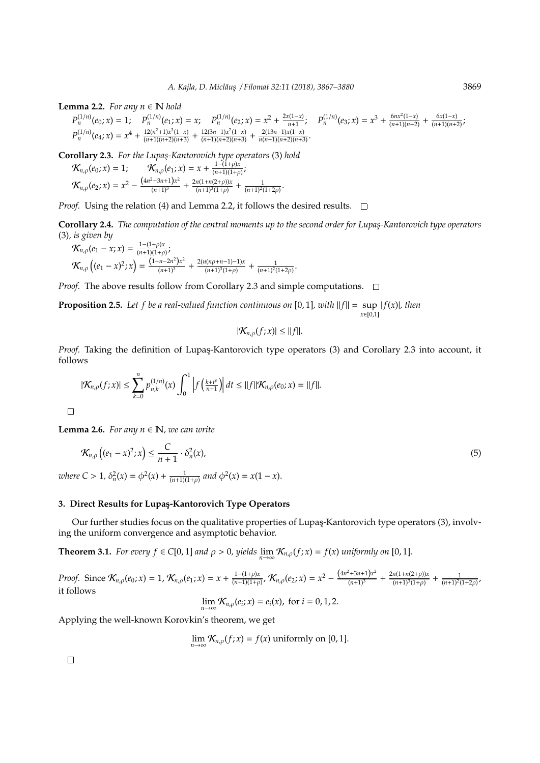**Lemma 2.2.** *For any $n \in \mathbb{N}$ hold*

$P_n^{(1/n)}(e_0; x) = 1;\quad P_n^{(1/n)}(e_1; x) = x;\quad P_n^{(1/n)}(e_2; x) = x^2 + \frac{2x(1-x)}{n+1};\quad P_n^{(1/n)}(e_3; x) = x^3 + \frac{6nx^2(1-x)}{(n+1)(n+2)} + \frac{6x(1-x)}{(n+1)(n+2)};$
$P_n^{(1/n)}(e_4; x) = x^4 + \frac{12(n^2+1)x^3(1-x)}{(n+1)(n+2)(n+3)} + \frac{12(3n-1)x^2(1-x)}{(n+1)(n+2)(n+3)} + \frac{2(13n-1)x(1-x)}{n(n+1)(n+2)(n+3)}.$

**Corollary 2.3.** *For the Lupaş-Kantorovich type operators* (3) *hold*

$\mathcal{K}_{n,\rho}(e_0; x) = 1;\qquad \mathcal{K}_{n,\rho}(e_1; x) = x + \frac{1-(1+\rho)x}{(n+1)(1+\rho)};$
$\mathcal{K}_{n,\rho}(e_2; x) = x^2 - \frac{\left(4n^2+3n+1\right)x^2}{(n+1)^3} + \frac{2n(1+n(2+\rho))x}{(n+1)^3(1+\rho)} + \frac{1}{(n+1)^2(1+2\rho)}.$

*Proof.* Using the relation (4) and Lemma 2.2, it follows the desired results. □

**Corollary 2.4.** *The computation of the central moments up to the second order for Lupaş-Kantorovich type operators* (3)*, is given by*

$\mathcal{K}_{n,\rho}(e_1 - x; x) = \frac{1-(1+\rho)x}{(n+1)(1+\rho)};$
$\mathcal{K}_{n,\rho}\left((e_1 - x)^2; x\right) = \frac{\left(1+n-2n^2\right)x^2}{(n+1)^3} + \frac{2(n(n\rho+n-1)-1)x}{(n+1)^3(1+\rho)} + \frac{1}{(n+1)^2(1+2\rho)}.$

*Proof.* The above results follow from Corollary 2.3 and simple computations. □

**Proposition 2.5.** *Let $f$ be a real-valued function continuous on $[0, 1]$, with $\|f\| = \sup_{x\in[0,1]} |f(x)|$, then*

$$|\mathcal{K}_{n,\rho}(f; x)| \le \|f\|.$$

*Proof.* Taking the definition of Lupaş-Kantorovich type operators (3) and Corollary 2.3 into account, it follows

$$|\mathcal{K}_{n,\rho}(f; x)| \le \sum_{k=0}^{n} p_{n,k}^{(1/n)}(x) \int_0^1 \left| f\left(\tfrac{k+t^\rho}{n+1}\right)\right| dt \le \|f\| \mathcal{K}_{n,\rho}(e_0; x) = \|f\|.$$

□

**Lemma 2.6.** *For any $n \in \mathbb{N}$, we can write*

$$\mathcal{K}_{n,\rho}\left((e_1 - x)^2; x\right) \le \frac{C}{n+1} \cdot \delta_n^2(x), \tag{5}$$

*where $C > 1$, $\delta_n^2(x) = \phi^2(x) + \frac{1}{(n+1)(1+\rho)}$ and $\phi^2(x) = x(1-x)$.*

## 3. Direct Results for Lupaş-Kantorovich Type Operators

Our further studies focus on the qualitative properties of Lupaş-Kantorovich type operators (3), involving the uniform convergence and asymptotic behavior.

**Theorem 3.1.** *For every $f \in C[0, 1]$ and $\rho > 0$, yields $\lim_{n\to\infty} \mathcal{K}_{n,\rho}(f; x) = f(x)$ uniformly on $[0, 1]$.*

*Proof.* Since $\mathcal{K}_{n,\rho}(e_0; x) = 1$, $\mathcal{K}_{n,\rho}(e_1; x) = x + \frac{1-(1+\rho)x}{(n+1)(1+\rho)}$, $\mathcal{K}_{n,\rho}(e_2; x) = x^2 - \frac{\left(4n^2+3n+1\right)x^2}{(n+1)^3} + \frac{2n(1+n(2+\rho))x}{(n+1)^3(1+\rho)} + \frac{1}{(n+1)^2(1+2\rho)}$, it follows

$$\lim_{n\to\infty} \mathcal{K}_{n,\rho}(e_i; x) = e_i(x), \text{ for } i = 0, 1, 2.$$

Applying the well-known Korovkin's theorem, we get

$$\lim_{n\to\infty} \mathcal{K}_{n,\rho}(f; x) = f(x) \text{ uniformly on } [0, 1].$$

□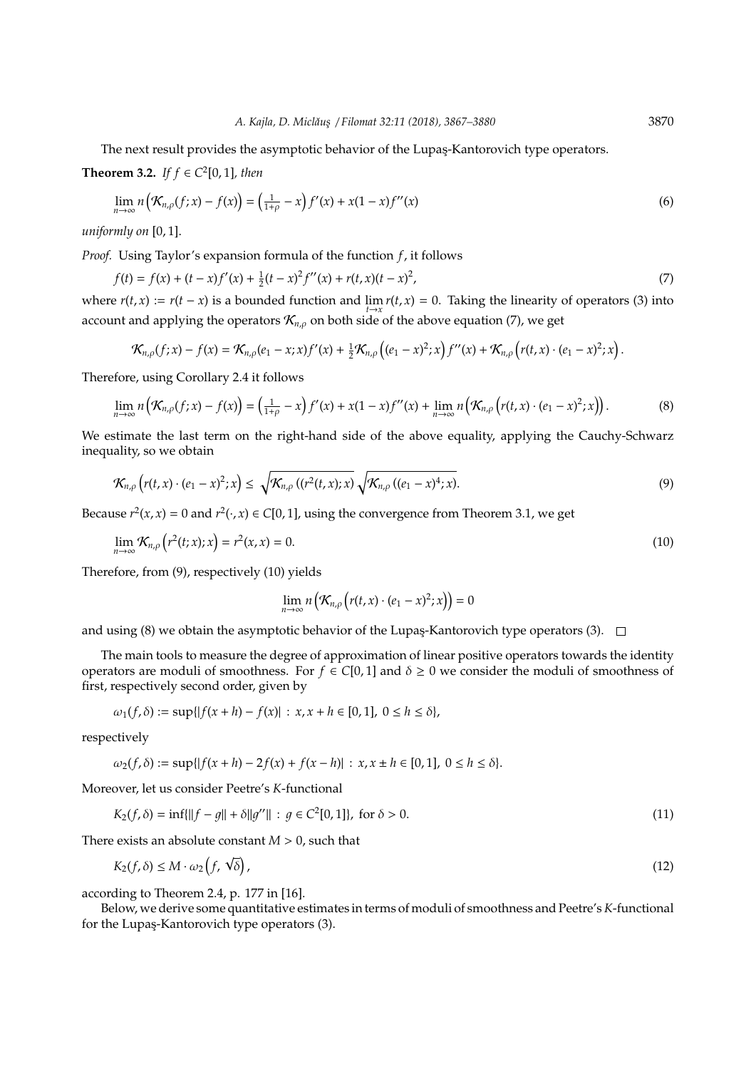The next result provides the asymptotic behavior of the Lupaş-Kantorovich type operators.

**Theorem 3.2.** *If* $f \in C^2[0,1]$*, then*

$$\lim_{n\to\infty} n\left(\mathcal{K}_{n,\rho}(f;x) - f(x)\right) = \left(\tfrac{1}{1+\rho} - x\right) f'(x) + x(1-x)f''(x) \tag{6}$$

*uniformly on* $[0,1]$.

*Proof.* Using Taylor's expansion formula of the function $f$, it follows

$$f(t) = f(x) + (t-x)f'(x) + \tfrac{1}{2}(t-x)^2 f''(x) + r(t,x)(t-x)^2, \tag{7}$$

where $r(t,x) := r(t-x)$ is a bounded function and $\lim_{t\to x} r(t,x) = 0$. Taking the linearity of operators (3) into account and applying the operators $\mathcal{K}_{n,\rho}$ on both side of the above equation (7), we get

$$\mathcal{K}_{n,\rho}(f;x) - f(x) = \mathcal{K}_{n,\rho}(e_1 - x; x)f'(x) + \tfrac{1}{2}\mathcal{K}_{n,\rho}\left((e_1-x)^2; x\right)f''(x) + \mathcal{K}_{n,\rho}\left(r(t,x)\cdot(e_1-x)^2; x\right).$$

Therefore, using Corollary 2.4 it follows

$$\lim_{n\to\infty} n\left(\mathcal{K}_{n,\rho}(f;x) - f(x)\right) = \left(\tfrac{1}{1+\rho} - x\right) f'(x) + x(1-x)f''(x) + \lim_{n\to\infty} n\left(\mathcal{K}_{n,\rho}\left(r(t,x)\cdot(e_1-x)^2; x\right)\right). \tag{8}$$

We estimate the last term on the right-hand side of the above equality, applying the Cauchy-Schwarz inequality, so we obtain

$$\mathcal{K}_{n,\rho}\left(r(t,x)\cdot(e_1-x)^2; x\right) \le \sqrt{\mathcal{K}_{n,\rho}\left((r^2(t,x); x\right)}\sqrt{\mathcal{K}_{n,\rho}\left((e_1-x)^4; x\right)}. \tag{9}$$

Because $r^2(x,x) = 0$ and $r^2(\cdot,x) \in C[0,1]$, using the convergence from Theorem 3.1, we get

$$\lim_{n\to\infty} \mathcal{K}_{n,\rho}\left(r^2(t;x); x\right) = r^2(x,x) = 0. \tag{10}$$

Therefore, from (9), respectively (10) yields

$$\lim_{n\to\infty} n\left(\mathcal{K}_{n,\rho}\left(r(t,x)\cdot(e_1-x)^2; x\right)\right) = 0$$

and using (8) we obtain the asymptotic behavior of the Lupaş-Kantorovich type operators (3). $\square$

The main tools to measure the degree of approximation of linear positive operators towards the identity operators are moduli of smoothness. For $f \in C[0,1]$ and $\delta \ge 0$ we consider the moduli of smoothness of first, respectively second order, given by

$$\omega_1(f,\delta) := \sup\{|f(x+h) - f(x)| : x, x+h \in [0,1],\ 0 \le h \le \delta\},$$

respectively

$$\omega_2(f,\delta) := \sup\{|f(x+h) - 2f(x) + f(x-h)| : x, x\pm h \in [0,1],\ 0 \le h \le \delta\}.$$

Moreover, let us consider Peetre's $K$-functional

$$K_2(f,\delta) = \inf\{\|f-g\| + \delta\|g''\| : g \in C^2[0,1]\},\ \text{for } \delta > 0. \tag{11}$$

There exists an absolute constant $M > 0$, such that

$$K_2(f,\delta) \le M \cdot \omega_2\left(f, \sqrt{\delta}\right), \tag{12}$$

according to Theorem 2.4, p. 177 in [16].

Below, we derive some quantitative estimates in terms of moduli of smoothness and Peetre's $K$-functional for the Lupaş-Kantorovich type operators (3).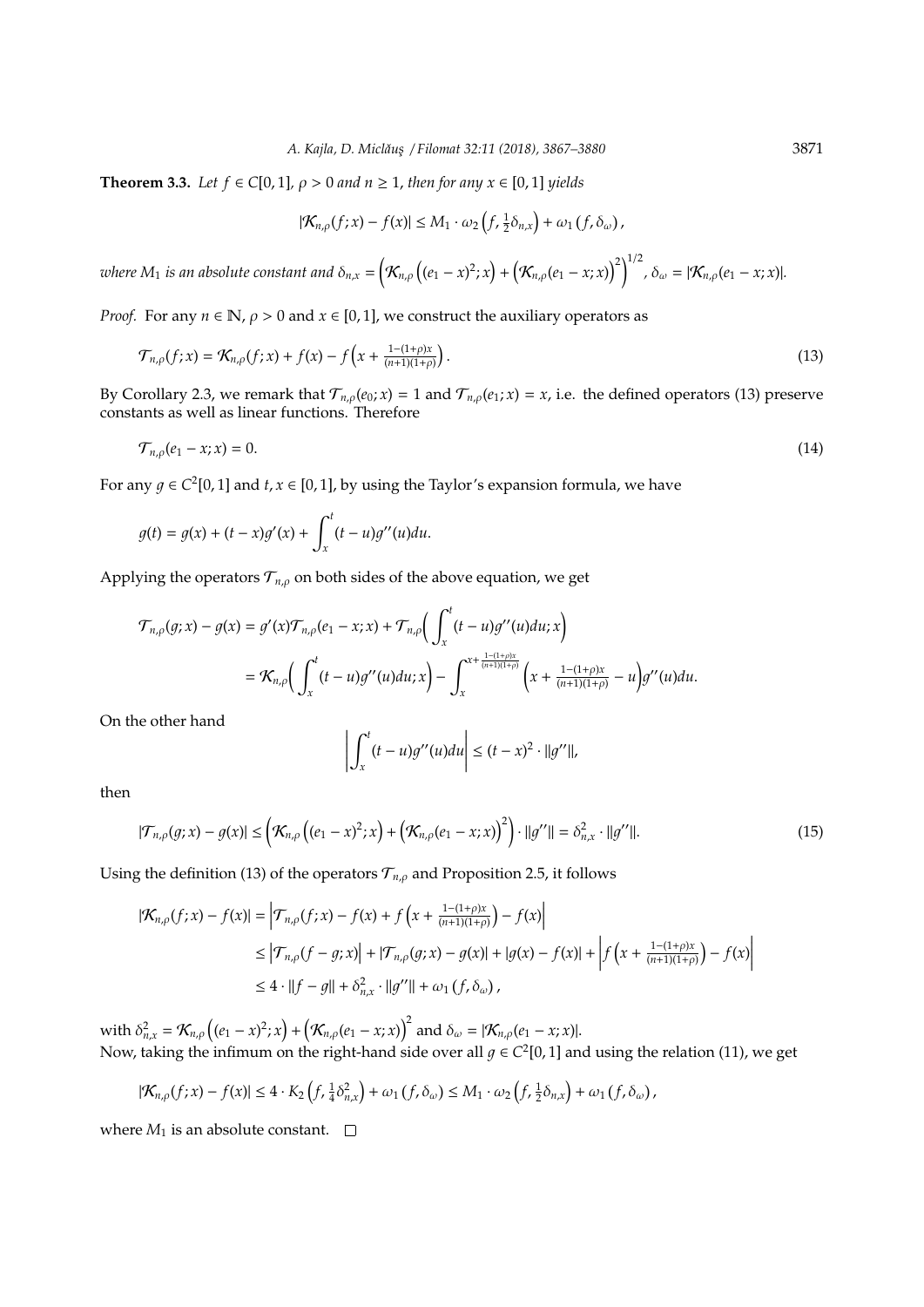**Theorem 3.3.** *Let $f \in C[0,1]$, $\rho > 0$ and $n \geq 1$, then for any $x \in [0,1]$ yields*

$$|\mathcal{K}_{n,\rho}(f;x) - f(x)| \leq M_1 \cdot \omega_2\left(f, \tfrac{1}{2}\delta_{n,x}\right) + \omega_1\left(f, \delta_\omega\right),$$

*where $M_1$ is an absolute constant and $\delta_{n,x} = \left(\mathcal{K}_{n,\rho}\left((e_1 - x)^2; x\right) + \left(\mathcal{K}_{n,\rho}(e_1 - x; x)\right)^2\right)^{1/2}$, $\delta_\omega = |\mathcal{K}_{n,\rho}(e_1 - x; x)|$.*

*Proof.* For any $n \in \mathbb{N}$, $\rho > 0$ and $x \in [0,1]$, we construct the auxiliary operators as

$$\mathcal{T}_{n,\rho}(f;x) = \mathcal{K}_{n,\rho}(f;x) + f(x) - f\left(x + \tfrac{1-(1+\rho)x}{(n+1)(1+\rho)}\right). \tag{13}$$

By Corollary 2.3, we remark that $\mathcal{T}_{n,\rho}(e_0;x) = 1$ and $\mathcal{T}_{n,\rho}(e_1;x) = x$, i.e. the defined operators (13) preserve constants as well as linear functions. Therefore

$$\mathcal{T}_{n,\rho}(e_1 - x; x) = 0. \tag{14}$$

For any $g \in C^2[0,1]$ and $t, x \in [0,1]$, by using the Taylor's expansion formula, we have

$$g(t) = g(x) + (t-x)g'(x) + \int_x^t (t-u)g''(u)du.$$

Applying the operators $\mathcal{T}_{n,\rho}$ on both sides of the above equation, we get

$$\begin{aligned}
\mathcal{T}_{n,\rho}(g;x) - g(x) &= g'(x)\mathcal{T}_{n,\rho}(e_1 - x; x) + \mathcal{T}_{n,\rho}\Big(\int_x^t (t-u)g''(u)du; x\Big) \\
&= \mathcal{K}_{n,\rho}\Big(\int_x^t (t-u)g''(u)du; x\Big) - \int_x^{x+\frac{1-(1+\rho)x}{(n+1)(1+\rho)}} \Big(x + \tfrac{1-(1+\rho)x}{(n+1)(1+\rho)} - u\Big)g''(u)du.
\end{aligned}$$

On the other hand

$$\left|\int_x^t (t-u)g''(u)du\right| \leq (t-x)^2 \cdot \|g''\|,$$

then

$$|\mathcal{T}_{n,\rho}(g;x) - g(x)| \leq \left(\mathcal{K}_{n,\rho}\left((e_1-x)^2;x\right) + \left(\mathcal{K}_{n,\rho}(e_1 - x;x)\right)^2\right) \cdot \|g''\| = \delta_{n,x}^2 \cdot \|g''\|. \tag{15}$$

Using the definition (13) of the operators $\mathcal{T}_{n,\rho}$ and Proposition 2.5, it follows

$$\begin{aligned}
|\mathcal{K}_{n,\rho}(f;x) - f(x)| &= \left|\mathcal{T}_{n,\rho}(f;x) - f(x) + f\left(x + \tfrac{1-(1+\rho)x}{(n+1)(1+\rho)}\right) - f(x)\right| \\
&\leq \left|\mathcal{T}_{n,\rho}(f - g; x)\right| + |\mathcal{T}_{n,\rho}(g;x) - g(x)| + |g(x) - f(x)| + \left|f\left(x + \tfrac{1-(1+\rho)x}{(n+1)(1+\rho)}\right) - f(x)\right| \\
&\leq 4 \cdot \|f - g\| + \delta_{n,x}^2 \cdot \|g''\| + \omega_1\left(f, \delta_\omega\right),
\end{aligned}$$

with $\delta_{n,x}^2 = \mathcal{K}_{n,\rho}\left((e_1-x)^2;x\right) + \left(\mathcal{K}_{n,\rho}(e_1-x;x)\right)^2$ and $\delta_\omega = |\mathcal{K}_{n,\rho}(e_1 - x; x)|$.
Now, taking the infimum on the right-hand side over all $g \in C^2[0,1]$ and using the relation (11), we get

$$|\mathcal{K}_{n,\rho}(f;x) - f(x)| \leq 4 \cdot K_2\left(f, \tfrac{1}{4}\delta_{n,x}^2\right) + \omega_1\left(f, \delta_\omega\right) \leq M_1 \cdot \omega_2\left(f, \tfrac{1}{2}\delta_{n,x}\right) + \omega_1\left(f, \delta_\omega\right),$$

where $M_1$ is an absolute constant. □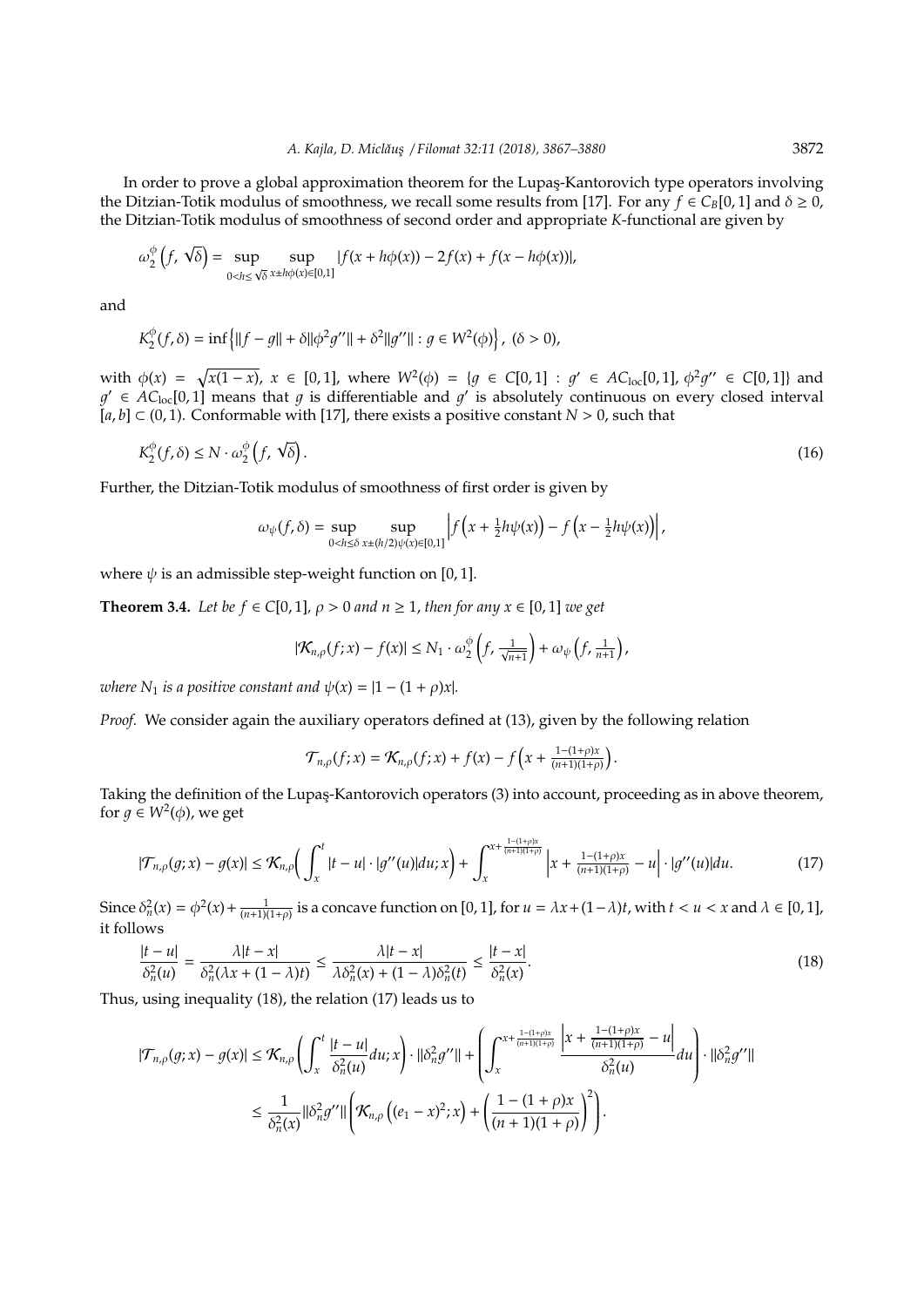In order to prove a global approximation theorem for the Lupaş-Kantorovich type operators involving the Ditzian-Totik modulus of smoothness, we recall some results from [17]. For any $f \in C_B[0,1]$ and $\delta \geq 0$, the Ditzian-Totik modulus of smoothness of second order and appropriate $K$-functional are given by

$$\omega_2^{\phi}\left(f, \sqrt{\delta}\right) = \sup_{0<h\leq\sqrt{\delta}} \sup_{x\pm h\phi(x)\in[0,1]} |f(x+h\phi(x)) - 2f(x) + f(x-h\phi(x))|,$$

and

$$K_2^{\phi}(f,\delta) = \inf\left\{\|f-g\| + \delta\|\phi^2 g''\| + \delta^2\|g''\| : g \in W^2(\phi)\right\}, \ (\delta > 0),$$

with $\phi(x) = \sqrt{x(1-x)}$, $x \in [0,1]$, where $W^2(\phi) = \{g \in C[0,1] : g' \in AC_{\text{loc}}[0,1], \phi^2 g'' \in C[0,1]\}$ and $g' \in AC_{\text{loc}}[0,1]$ means that $g$ is differentiable and $g'$ is absolutely continuous on every closed interval $[a,b] \subset (0,1)$. Conformable with [17], there exists a positive constant $N > 0$, such that

$$K_2^{\phi}(f,\delta) \leq N \cdot \omega_2^{\phi}\left(f, \sqrt{\delta}\right). \tag{16}$$

Further, the Ditzian-Totik modulus of smoothness of first order is given by

$$\omega_{\psi}(f,\delta) = \sup_{0<h\leq\delta} \sup_{x\pm(h/2)\psi(x)\in[0,1]} \left|f\left(x+\tfrac{1}{2}h\psi(x)\right) - f\left(x-\tfrac{1}{2}h\psi(x)\right)\right|,$$

where $\psi$ is an admissible step-weight function on $[0,1]$.

**Theorem 3.4.** *Let be $f \in C[0,1]$, $\rho > 0$ and $n \geq 1$, then for any $x \in [0,1]$ we get*

$$|\mathcal{K}_{n,\rho}(f;x) - f(x)| \leq N_1 \cdot \omega_2^{\phi}\left(f, \tfrac{1}{\sqrt{n+1}}\right) + \omega_{\psi}\left(f, \tfrac{1}{n+1}\right),$$

*where $N_1$ is a positive constant and $\psi(x) = |1-(1+\rho)x|$.*

*Proof.* We consider again the auxiliary operators defined at (13), given by the following relation

$$\mathcal{T}_{n,\rho}(f;x) = \mathcal{K}_{n,\rho}(f;x) + f(x) - f\left(x + \tfrac{1-(1+\rho)x}{(n+1)(1+\rho)}\right).$$

Taking the definition of the Lupaş-Kantorovich operators (3) into account, proceeding as in above theorem, for $g \in W^2(\phi)$, we get

$$|\mathcal{T}_{n,\rho}(g;x) - g(x)| \leq \mathcal{K}_{n,\rho}\left(\int_x^t |t-u| \cdot |g''(u)| du; x\right) + \int_x^{x+\frac{1-(1+\rho)x}{(n+1)(1+\rho)}} \left|x + \tfrac{1-(1+\rho)x}{(n+1)(1+\rho)} - u\right| \cdot |g''(u)| du. \tag{17}$$

Since $\delta_n^2(x) = \phi^2(x) + \frac{1}{(n+1)(1+\rho)}$ is a concave function on $[0,1]$, for $u = \lambda x + (1-\lambda)t$, with $t < u < x$ and $\lambda \in [0,1]$, it follows

$$\frac{|t-u|}{\delta_n^2(u)} = \frac{\lambda|t-x|}{\delta_n^2(\lambda x + (1-\lambda)t)} \leq \frac{\lambda|t-x|}{\lambda\delta_n^2(x) + (1-\lambda)\delta_n^2(t)} \leq \frac{|t-x|}{\delta_n^2(x)}. \tag{18}$$

Thus, using inequality (18), the relation (17) leads us to

$$\begin{aligned}
|\mathcal{T}_{n,\rho}(g;x) - g(x)| &\leq \mathcal{K}_{n,\rho}\left(\int_x^t \frac{|t-u|}{\delta_n^2(u)} du; x\right) \cdot \|\delta_n^2 g''\| + \left(\int_x^{x+\frac{1-(1+\rho)x}{(n+1)(1+\rho)}} \frac{\left|x + \frac{1-(1+\rho)x}{(n+1)(1+\rho)} - u\right|}{\delta_n^2(u)} du\right) \cdot \|\delta_n^2 g''\| \\
&\leq \frac{1}{\delta_n^2(x)} \|\delta_n^2 g''\| \left(\mathcal{K}_{n,\rho}\left((e_1 - x)^2; x\right) + \left(\frac{1-(1+\rho)x}{(n+1)(1+\rho)}\right)^2\right).
\end{aligned}$$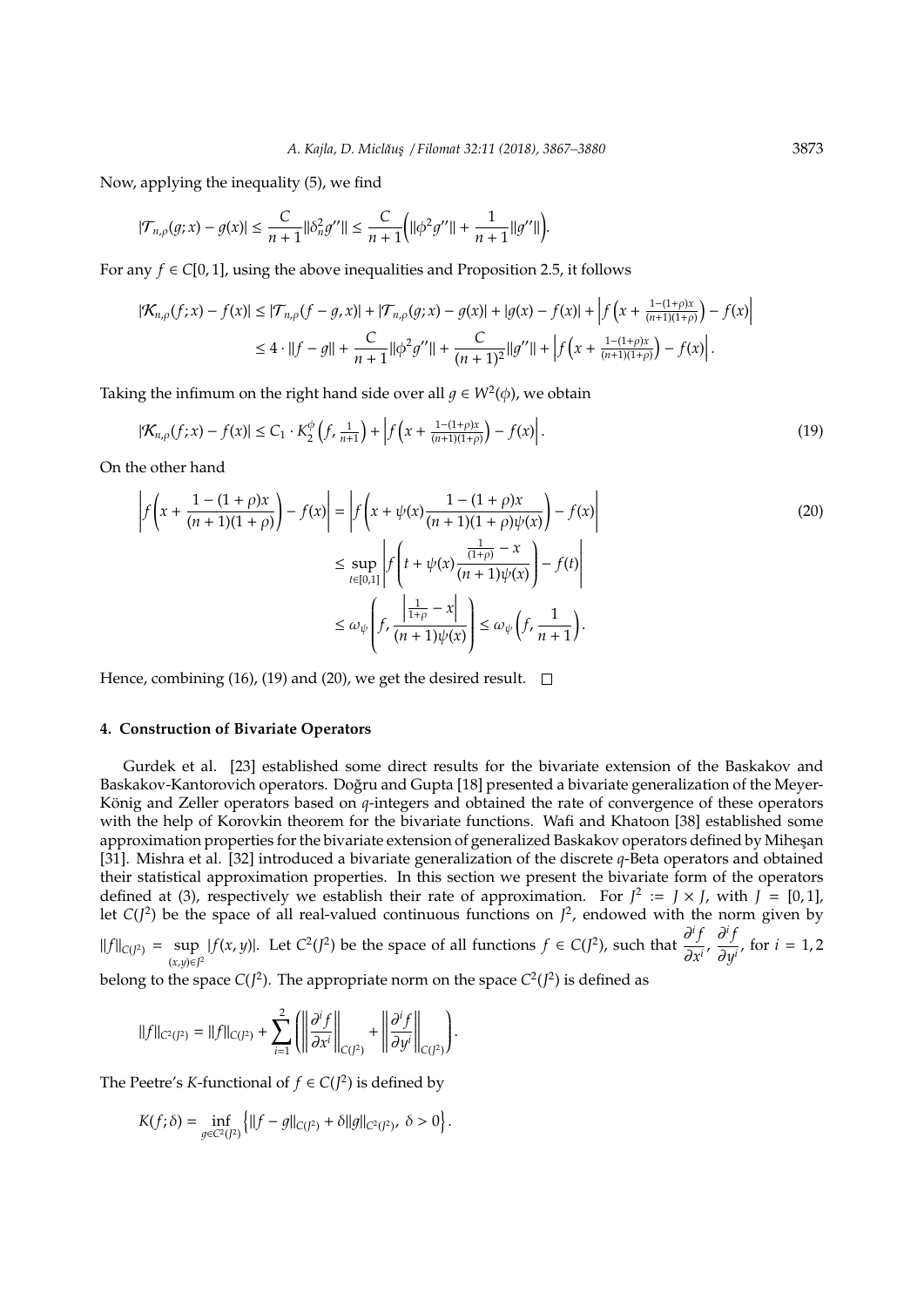Now, applying the inequality (5), we find

$$|\mathcal{T}_{n,\rho}(g;x) - g(x)| \leq \frac{C}{n+1}\|\delta_n^2 g''\| \leq \frac{C}{n+1}\Big(\|\phi^2 g''\| + \frac{1}{n+1}\|g''\|\Big).$$

For any $f \in C[0,1]$, using the above inequalities and Proposition 2.5, it follows

$$\begin{aligned}
|\mathcal{K}_{n,\rho}(f;x) - f(x)| &\leq |\mathcal{T}_{n,\rho}(f-g,x)| + |\mathcal{T}_{n,\rho}(g;x) - g(x)| + |g(x) - f(x)| + \left| f\left(x + \tfrac{1-(1+\rho)x}{(n+1)(1+\rho)}\right) - f(x)\right| \\
&\leq 4 \cdot \|f - g\| + \frac{C}{n+1}\|\phi^2 g''\| + \frac{C}{(n+1)^2}\|g''\| + \left| f\left(x + \tfrac{1-(1+\rho)x}{(n+1)(1+\rho)}\right) - f(x)\right|.
\end{aligned}$$

Taking the infimum on the right hand side over all $g \in W^2(\phi)$, we obtain

$$|\mathcal{K}_{n,\rho}(f;x) - f(x)| \leq C_1 \cdot K_2^{\phi}\left(f, \tfrac{1}{n+1}\right) + \left| f\left(x + \tfrac{1-(1+\rho)x}{(n+1)(1+\rho)}\right) - f(x)\right|. \tag{19}$$

On the other hand

$$\begin{aligned}
\left| f\left(x + \frac{1-(1+\rho)x}{(n+1)(1+\rho)}\right) - f(x)\right| &= \left| f\left(x + \psi(x)\frac{1-(1+\rho)x}{(n+1)(1+\rho)\psi(x)}\right) - f(x)\right| \\
&\leq \sup_{t\in[0,1]} \left| f\left(t + \psi(x)\frac{\frac{1}{(1+\rho)} - x}{(n+1)\psi(x)}\right) - f(t)\right| \\
&\leq \omega_{\psi}\left(f, \frac{\left|\frac{1}{1+\rho} - x\right|}{(n+1)\psi(x)}\right) \leq \omega_{\psi}\left(f, \frac{1}{n+1}\right).
\end{aligned} \tag{20}$$

Hence, combining (16), (19) and (20), we get the desired result. □

## 4. Construction of Bivariate Operators

Gurdek et al. [23] established some direct results for the bivariate extension of the Baskakov and Baskakov-Kantorovich operators. Doğru and Gupta [18] presented a bivariate generalization of the Meyer-König and Zeller operators based on $q$-integers and obtained the rate of convergence of these operators with the help of Korovkin theorem for the bivariate functions. Wafi and Khatoon [38] established some approximation properties for the bivariate extension of generalized Baskakov operators defined by Miheşan [31]. Mishra et al. [32] introduced a bivariate generalization of the discrete $q$-Beta operators and obtained their statistical approximation properties. In this section we present the bivariate form of the operators defined at (3), respectively we establish their rate of approximation. For $J^2 := J \times J$, with $J = [0,1]$, let $C(J^2)$ be the space of all real-valued continuous functions on $J^2$, endowed with the norm given by $\|f\|_{C(J^2)} = \sup_{(x,y)\in J^2} |f(x,y)|$. Let $C^2(J^2)$ be the space of all functions $f \in C(J^2)$, such that $\dfrac{\partial^i f}{\partial x^i}$, $\dfrac{\partial^i f}{\partial y^i}$, for $i = 1, 2$ belong to the space $C(J^2)$. The appropriate norm on the space $C^2(J^2)$ is defined as

$$\|f\|_{C^2(J^2)} = \|f\|_{C(J^2)} + \sum_{i=1}^{2}\left(\left\|\frac{\partial^i f}{\partial x^i}\right\|_{C(J^2)} + \left\|\frac{\partial^i f}{\partial y^i}\right\|_{C(J^2)}\right).$$

The Peetre's $K$-functional of $f \in C(J^2)$ is defined by

$$K(f;\delta) = \inf_{g\in C^2(J^2)} \left\{\|f - g\|_{C(J^2)} + \delta\|g\|_{C^2(J^2)},\ \delta > 0\right\}.$$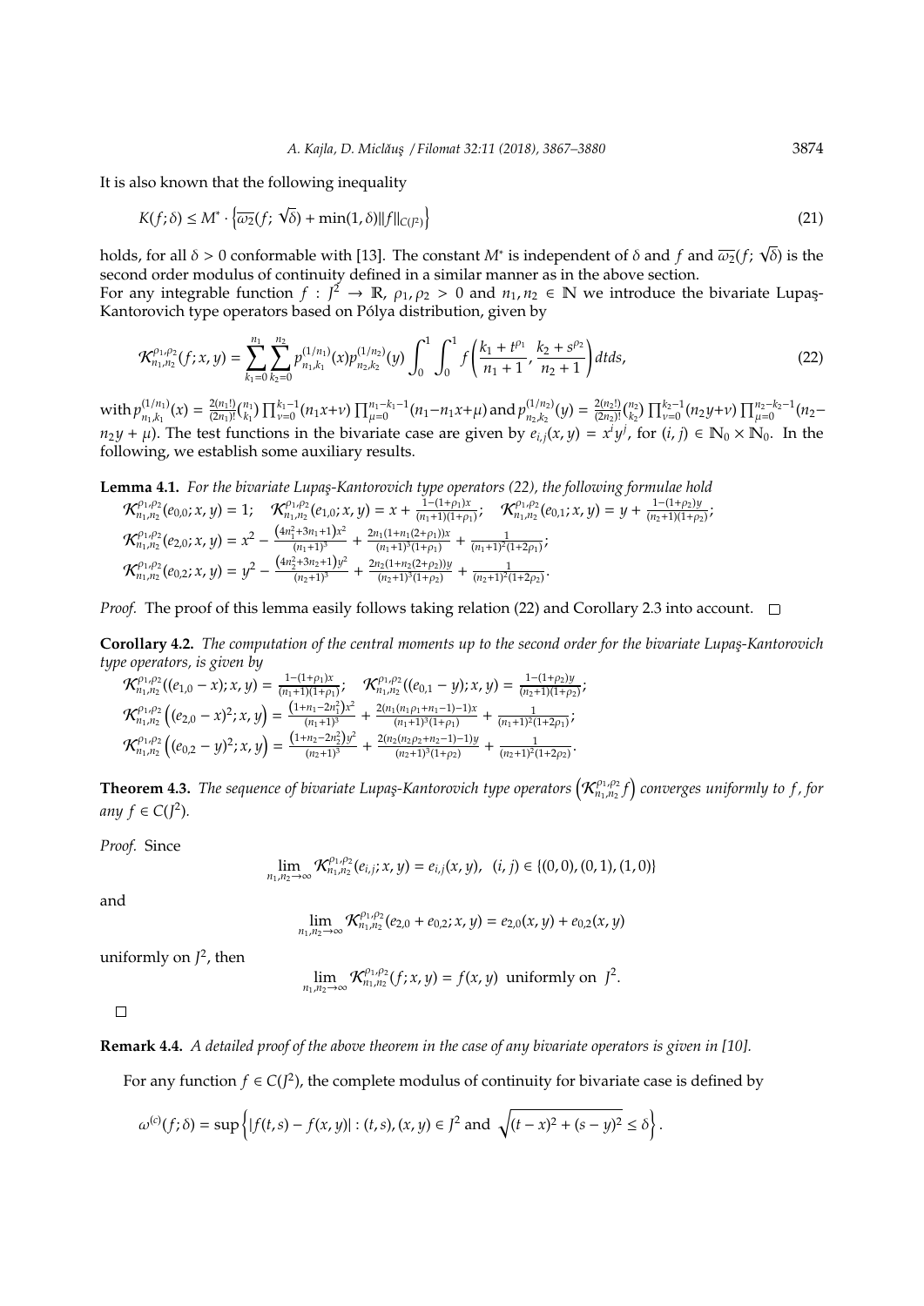It is also known that the following inequality

$$K(f;\delta) \leq M^* \cdot \left\{ \overline{\omega_2}(f;\sqrt{\delta}) + \min(1,\delta)\|f\|_{C(J^2)} \right\} \tag{21}$$

holds, for all $\delta > 0$ conformable with [13]. The constant $M^*$ is independent of $\delta$ and $f$ and $\overline{\omega_2}(f;\sqrt{\delta})$ is the second order modulus of continuity defined in a similar manner as in the above section.
For any integrable function $f : J^2 \to \mathbb{R}$, $\rho_1, \rho_2 > 0$ and $n_1, n_2 \in \mathbb{N}$ we introduce the bivariate Lupaş-Kantorovich type operators based on Pólya distribution, given by

$$\mathcal{K}_{n_1,n_2}^{\rho_1,\rho_2}(f;x,y) = \sum_{k_1=0}^{n_1}\sum_{k_2=0}^{n_2} p_{n_1,k_1}^{(1/n_1)}(x) p_{n_2,k_2}^{(1/n_2)}(y) \int_0^1\int_0^1 f\left(\frac{k_1+t^{\rho_1}}{n_1+1}, \frac{k_2+s^{\rho_2}}{n_2+1}\right) dt ds, \tag{22}$$

with $p_{n_1,k_1}^{(1/n_1)}(x) = \frac{2(n_1!)}{(2n_1)!}\binom{n_1}{k_1}\prod_{\nu=0}^{k_1-1}(n_1x+\nu)\prod_{\mu=0}^{n_1-k_1-1}(n_1-n_1x+\mu)$ and $p_{n_2,k_2}^{(1/n_2)}(y) = \frac{2(n_2!)}{(2n_2)!}\binom{n_2}{k_2}\prod_{\nu=0}^{k_2-1}(n_2y+\nu)\prod_{\mu=0}^{n_2-k_2-1}(n_2-n_2y+\mu)$. The test functions in the bivariate case are given by $e_{i,j}(x,y) = x^iy^j$, for $(i,j) \in \mathbb{N}_0 \times \mathbb{N}_0$. In the following, we establish some auxiliary results.

**Lemma 4.1.** *For the bivariate Lupaş-Kantorovich type operators (22), the following formulae hold*
$\mathcal{K}_{n_1,n_2}^{\rho_1,\rho_2}(e_{0,0};x,y) = 1;\quad \mathcal{K}_{n_1,n_2}^{\rho_1,\rho_2}(e_{1,0};x,y) = x + \frac{1-(1+\rho_1)x}{(n_1+1)(1+\rho_1)};\quad \mathcal{K}_{n_1,n_2}^{\rho_1,\rho_2}(e_{0,1};x,y) = y + \frac{1-(1+\rho_2)y}{(n_2+1)(1+\rho_2)};$
$\mathcal{K}_{n_1,n_2}^{\rho_1,\rho_2}(e_{2,0};x,y) = x^2 - \frac{\left(4n_1^2+3n_1+1\right)x^2}{(n_1+1)^3} + \frac{2n_1(1+n_1(2+\rho_1))x}{(n_1+1)^3(1+\rho_1)} + \frac{1}{(n_1+1)^2(1+2\rho_1)};$
$\mathcal{K}_{n_1,n_2}^{\rho_1,\rho_2}(e_{0,2};x,y) = y^2 - \frac{\left(4n_2^2+3n_2+1\right)y^2}{(n_2+1)^3} + \frac{2n_2(1+n_2(2+\rho_2))y}{(n_2+1)^3(1+\rho_2)} + \frac{1}{(n_2+1)^2(1+2\rho_2)}.$

*Proof.* The proof of this lemma easily follows taking relation (22) and Corollary 2.3 into account. $\square$

**Corollary 4.2.** *The computation of the central moments up to the second order for the bivariate Lupaş-Kantorovich type operators, is given by*
$\mathcal{K}_{n_1,n_2}^{\rho_1,\rho_2}((e_{1,0}-x);x,y) = \frac{1-(1+\rho_1)x}{(n_1+1)(1+\rho_1)};\quad \mathcal{K}_{n_1,n_2}^{\rho_1,\rho_2}((e_{0,1}-y);x,y) = \frac{1-(1+\rho_2)y}{(n_2+1)(1+\rho_2)};$
$\mathcal{K}_{n_1,n_2}^{\rho_1,\rho_2}\left((e_{2,0}-x)^2;x,y\right) = \frac{\left(1+n_1-2n_1^2\right)x^2}{(n_1+1)^3} + \frac{2(n_1(n_1\rho_1+n_1-1)-1)x}{(n_1+1)^3(1+\rho_1)} + \frac{1}{(n_1+1)^2(1+2\rho_1)};$
$\mathcal{K}_{n_1,n_2}^{\rho_1,\rho_2}\left((e_{0,2}-y)^2;x,y\right) = \frac{\left(1+n_2-2n_2^2\right)y^2}{(n_2+1)^3} + \frac{2(n_2(n_2\rho_2+n_2-1)-1)y}{(n_2+1)^3(1+\rho_2)} + \frac{1}{(n_2+1)^2(1+2\rho_2)}.$

**Theorem 4.3.** *The sequence of bivariate Lupaş-Kantorovich type operators $\left(\mathcal{K}_{n_1,n_2}^{\rho_1,\rho_2}f\right)$ converges uniformly to $f$, for any $f \in C(J^2)$.*

*Proof.* Since

$$\lim_{n_1,n_2\to\infty} \mathcal{K}_{n_1,n_2}^{\rho_1,\rho_2}(e_{i,j};x,y) = e_{i,j}(x,y),\ \ (i,j) \in \{(0,0),(0,1),(1,0)\}$$

and

$$\lim_{n_1,n_2\to\infty} \mathcal{K}_{n_1,n_2}^{\rho_1,\rho_2}(e_{2,0}+e_{0,2};x,y) = e_{2,0}(x,y) + e_{0,2}(x,y)$$

uniformly on $J^2$, then

$$\lim_{n_1,n_2\to\infty} \mathcal{K}_{n_1,n_2}^{\rho_1,\rho_2}(f;x,y) = f(x,y) \text{ uniformly on } J^2.$$

$\square$

**Remark 4.4.** *A detailed proof of the above theorem in the case of any bivariate operators is given in [10].*

For any function $f \in C(J^2)$, the complete modulus of continuity for bivariate case is defined by

$$\omega^{(c)}(f;\delta) = \sup\left\{|f(t,s) - f(x,y)| : (t,s),(x,y) \in J^2 \text{ and } \sqrt{(t-x)^2+(s-y)^2} \leq \delta\right\}.$$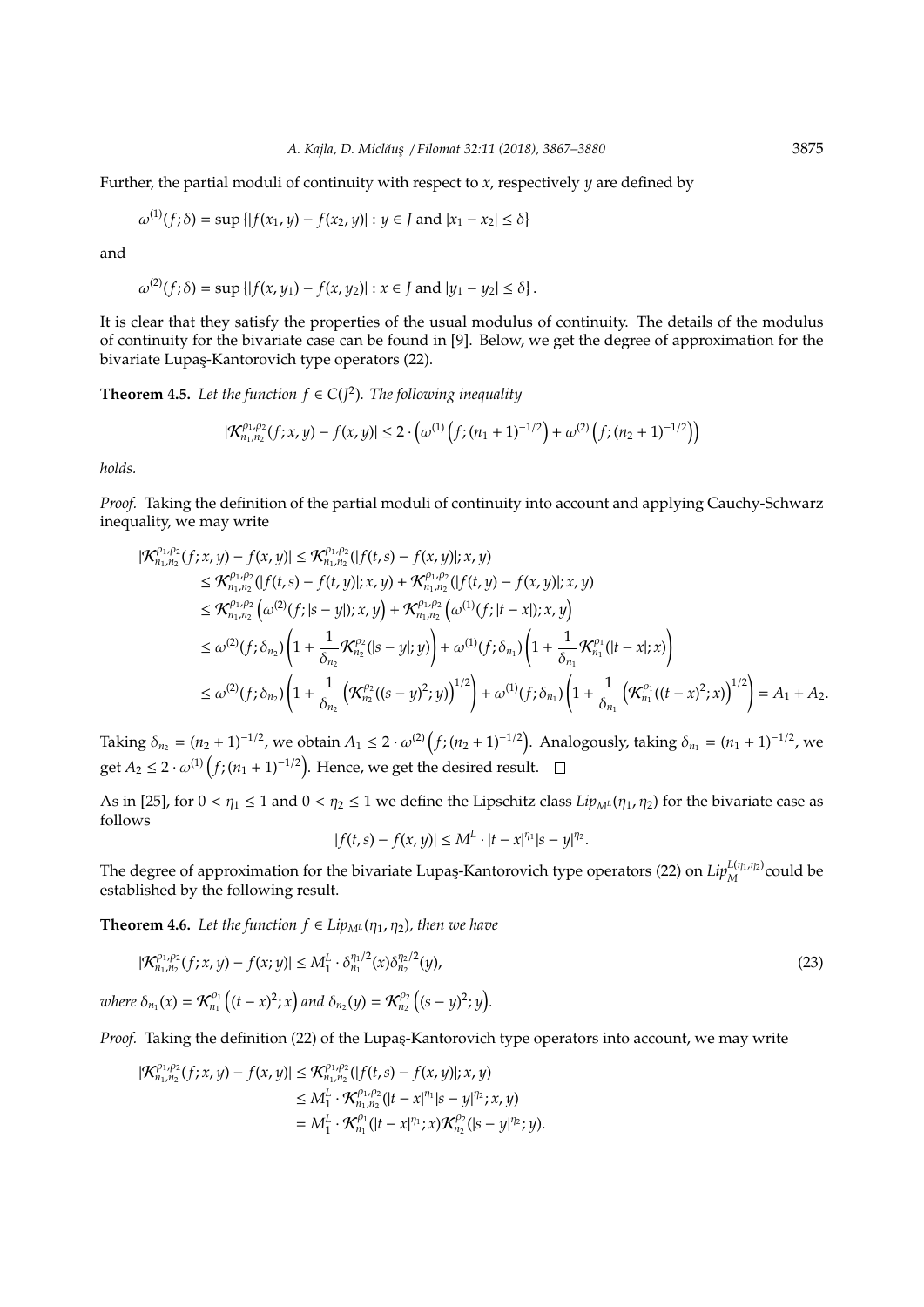Further, the partial moduli of continuity with respect to $x$, respectively $y$ are defined by

$$\omega^{(1)}(f;\delta) = \sup\{|f(x_1, y) - f(x_2, y)| : y \in J \text{ and } |x_1 - x_2| \leq \delta\}$$

and

$$\omega^{(2)}(f;\delta) = \sup\{|f(x, y_1) - f(x, y_2)| : x \in J \text{ and } |y_1 - y_2| \leq \delta\}.$$

It is clear that they satisfy the properties of the usual modulus of continuity. The details of the modulus of continuity for the bivariate case can be found in [9]. Below, we get the degree of approximation for the bivariate Lupaş-Kantorovich type operators (22).

**Theorem 4.5.** *Let the function $f \in C(J^2)$. The following inequality*

$$|\mathcal{K}^{\rho_1,\rho_2}_{n_1,n_2}(f;x,y) - f(x,y)| \leq 2 \cdot \left(\omega^{(1)}\left(f;(n_1+1)^{-1/2}\right) + \omega^{(2)}\left(f;(n_2+1)^{-1/2}\right)\right)$$

*holds.*

*Proof.* Taking the definition of the partial moduli of continuity into account and applying Cauchy-Schwarz inequality, we may write

$$\begin{aligned}
|\mathcal{K}^{\rho_1,\rho_2}_{n_1,n_2}(f;x,y) - f(x,y)| &\leq \mathcal{K}^{\rho_1,\rho_2}_{n_1,n_2}(|f(t,s) - f(x,y)|;x,y) \\
&\leq \mathcal{K}^{\rho_1,\rho_2}_{n_1,n_2}(|f(t,s) - f(t,y)|;x,y) + \mathcal{K}^{\rho_1,\rho_2}_{n_1,n_2}(|f(t,y) - f(x,y)|;x,y) \\
&\leq \mathcal{K}^{\rho_1,\rho_2}_{n_1,n_2}\left(\omega^{(2)}(f;|s-y|);x,y\right) + \mathcal{K}^{\rho_1,\rho_2}_{n_1,n_2}\left(\omega^{(1)}(f;|t-x|);x,y\right) \\
&\leq \omega^{(2)}(f;\delta_{n_2})\left(1 + \frac{1}{\delta_{n_2}}\mathcal{K}^{\rho_2}_{n_2}(|s-y|;y)\right) + \omega^{(1)}(f;\delta_{n_1})\left(1 + \frac{1}{\delta_{n_1}}\mathcal{K}^{\rho_1}_{n_1}(|t-x|;x)\right) \\
&\leq \omega^{(2)}(f;\delta_{n_2})\left(1 + \frac{1}{\delta_{n_2}}\left(\mathcal{K}^{\rho_2}_{n_2}((s-y)^2;y)\right)^{1/2}\right) + \omega^{(1)}(f;\delta_{n_1})\left(1 + \frac{1}{\delta_{n_1}}\left(\mathcal{K}^{\rho_1}_{n_1}((t-x)^2;x)\right)^{1/2}\right) = A_1 + A_2.
\end{aligned}$$

Taking $\delta_{n_2} = (n_2+1)^{-1/2}$, we obtain $A_1 \leq 2 \cdot \omega^{(2)}\left(f;(n_2+1)^{-1/2}\right)$. Analogously, taking $\delta_{n_1} = (n_1+1)^{-1/2}$, we get $A_2 \leq 2 \cdot \omega^{(1)}\left(f;(n_1+1)^{-1/2}\right)$. Hence, we get the desired result. $\square$

As in [25], for $0 < \eta_1 \leq 1$ and $0 < \eta_2 \leq 1$ we define the Lipschitz class $Lip_{M^L}(\eta_1, \eta_2)$ for the bivariate case as follows

$$|f(t,s) - f(x,y)| \leq M^L \cdot |t-x|^{\eta_1}|s-y|^{\eta_2}.$$

The degree of approximation for the bivariate Lupaş-Kantorovich type operators (22) on $Lip_M^{L(\eta_1,\eta_2)}$ could be established by the following result.

**Theorem 4.6.** *Let the function $f \in Lip_{M^L}(\eta_1, \eta_2)$, then we have*

$$|\mathcal{K}^{\rho_1,\rho_2}_{n_1,n_2}(f;x,y) - f(x;y)| \leq M^L_1 \cdot \delta^{\eta_1/2}_{n_1}(x)\delta^{\eta_2/2}_{n_2}(y), \tag{23}$$

*where $\delta_{n_1}(x) = \mathcal{K}^{\rho_1}_{n_1}\left((t-x)^2;x\right)$ and $\delta_{n_2}(y) = \mathcal{K}^{\rho_2}_{n_2}\left((s-y)^2;y\right)$.*

*Proof.* Taking the definition (22) of the Lupaş-Kantorovich type operators into account, we may write

$$\begin{aligned}
|\mathcal{K}^{\rho_1,\rho_2}_{n_1,n_2}(f;x,y) - f(x,y)| &\leq \mathcal{K}^{\rho_1,\rho_2}_{n_1,n_2}(|f(t,s) - f(x,y)|;x,y) \\
&\leq M^L_1 \cdot \mathcal{K}^{\rho_1,\rho_2}_{n_1,n_2}(|t-x|^{\eta_1}|s-y|^{\eta_2};x,y) \\
&= M^L_1 \cdot \mathcal{K}^{\rho_1}_{n_1}(|t-x|^{\eta_1};x)\mathcal{K}^{\rho_2}_{n_2}(|s-y|^{\eta_2};y).
\end{aligned}$$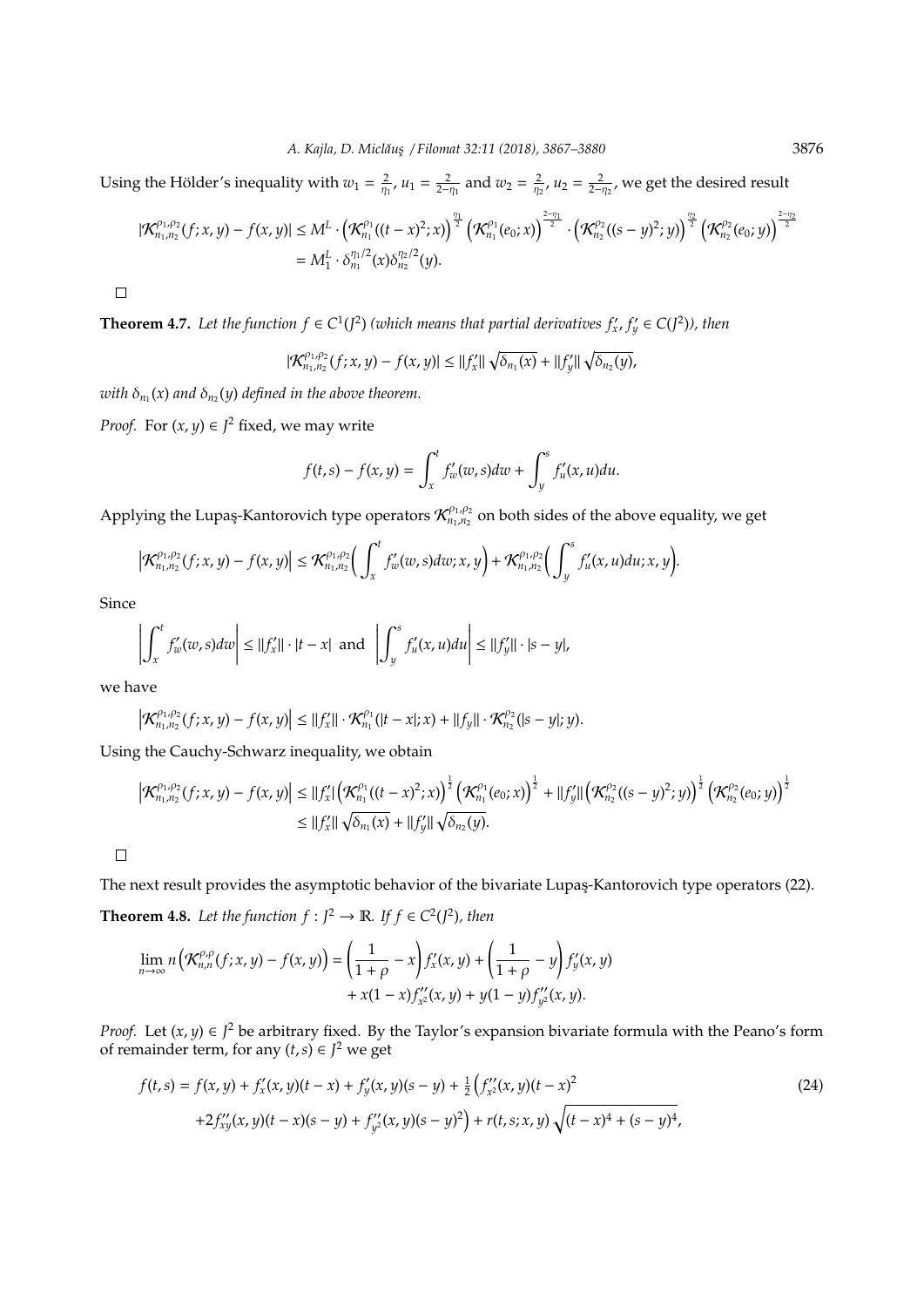Using the Hölder's inequality with $w_1 = \frac{2}{\eta_1}$, $u_1 = \frac{2}{2-\eta_1}$ and $w_2 = \frac{2}{\eta_2}$, $u_2 = \frac{2}{2-\eta_2}$, we get the desired result

$$
\begin{aligned}
|\mathcal{K}_{n_1,n_2}^{\rho_1,\rho_2}(f;x,y) - f(x,y)| &\leq M^L \cdot \left(\mathcal{K}_{n_1}^{\rho_1}((t-x)^2;x)\right)^{\frac{\eta_1}{2}} \left(\mathcal{K}_{n_1}^{\rho_1}(e_0;x)\right)^{\frac{2-\eta_1}{2}} \cdot \left(\mathcal{K}_{n_2}^{\rho_2}((s-y)^2;y)\right)^{\frac{\eta_2}{2}} \left(\mathcal{K}_{n_2}^{\rho_2}(e_0;y)\right)^{\frac{2-\eta_2}{2}} \\
&= M_1^L \cdot \delta_{n_1}^{\eta_1/2}(x)\delta_{n_2}^{\eta_2/2}(y).
\end{aligned}
$$

□

**Theorem 4.7.** *Let the function $f \in C^1(J^2)$ (which means that partial derivatives $f'_x, f'_y \in C(J^2)$), then*

$$
|\mathcal{K}_{n_1,n_2}^{\rho_1,\rho_2}(f;x,y) - f(x,y)| \leq \|f'_x\| \sqrt{\delta_{n_1}(x)} + \|f'_y\| \sqrt{\delta_{n_2}(y)},
$$

*with $\delta_{n_1}(x)$ and $\delta_{n_2}(y)$ defined in the above theorem.*

*Proof.* For $(x,y) \in J^2$ fixed, we may write

$$
f(t,s) - f(x,y) = \int_x^t f'_w(w,s)dw + \int_y^s f'_u(x,u)du.
$$

Applying the Lupaş-Kantorovich type operators $\mathcal{K}_{n_1,n_2}^{\rho_1,\rho_2}$ on both sides of the above equality, we get

$$
\left|\mathcal{K}_{n_1,n_2}^{\rho_1,\rho_2}(f;x,y) - f(x,y)\right| \leq \mathcal{K}_{n_1,n_2}^{\rho_1,\rho_2}\Big(\int_x^t f'_w(w,s)dw;x,y\Big) + \mathcal{K}_{n_1,n_2}^{\rho_1,\rho_2}\Big(\int_y^s f'_u(x,u)du;x,y\Big).
$$

Since

$$
\left|\int_x^t f'_w(w,s)dw\right| \leq \|f'_x\| \cdot |t-x| \text{ and } \left|\int_y^s f'_u(x,u)du\right| \leq \|f'_y\| \cdot |s-y|,
$$

we have

$$
\left|\mathcal{K}_{n_1,n_2}^{\rho_1,\rho_2}(f;x,y) - f(x,y)\right| \leq \|f'_x\| \cdot \mathcal{K}_{n_1}^{\rho_1}(|t-x|;x) + \|f_y\| \cdot \mathcal{K}_{n_2}^{\rho_2}(|s-y|;y).
$$

Using the Cauchy-Schwarz inequality, we obtain

$$
\begin{aligned}
\left|\mathcal{K}_{n_1,n_2}^{\rho_1,\rho_2}(f;x,y) - f(x,y)\right| &\leq \|f'_x|\left(\mathcal{K}_{n_1}^{\rho_1}((t-x)^2;x)\right)^{\frac{1}{2}} \left(\mathcal{K}_{n_1}^{\rho_1}(e_0;x)\right)^{\frac{1}{2}} + \|f'_y\|\left(\mathcal{K}_{n_2}^{\rho_2}((s-y)^2;y)\right)^{\frac{1}{2}} \left(\mathcal{K}_{n_2}^{\rho_2}(e_0;y)\right)^{\frac{1}{2}} \\
&\leq \|f'_x\| \sqrt{\delta_{n_1}(x)} + \|f'_y\| \sqrt{\delta_{n_2}(y)}.
\end{aligned}
$$

□

The next result provides the asymptotic behavior of the bivariate Lupaş-Kantorovich type operators (22).

**Theorem 4.8.** *Let the function $f : J^2 \to \mathbb{R}$. If $f \in C^2(J^2)$, then*

$$
\begin{aligned}
\lim_{n\to\infty} n\left(\mathcal{K}_{n,n}^{\rho,\rho}(f;x,y) - f(x,y)\right) &= \left(\frac{1}{1+\rho} - x\right) f'_x(x,y) + \left(\frac{1}{1+\rho} - y\right) f'_y(x,y) \\
&\quad + x(1-x)f''_{x^2}(x,y) + y(1-y)f''_{y^2}(x,y).
\end{aligned}
$$

*Proof.* Let $(x,y) \in J^2$ be arbitrary fixed. By the Taylor's expansion bivariate formula with the Peano's form of remainder term, for any $(t,s) \in J^2$ we get

$$
\begin{aligned}
f(t,s) = f(x,y) &+ f'_x(x,y)(t-x) + f'_y(x,y)(s-y) + \tfrac{1}{2}\left(f''_{x^2}(x,y)(t-x)^2\right. \\
&\left.+2f''_{xy}(x,y)(t-x)(s-y) + f''_{y^2}(x,y)(s-y)^2\right) + r(t,s;x,y)\sqrt{(t-x)^4 + (s-y)^4},
\end{aligned} \tag{24}
$$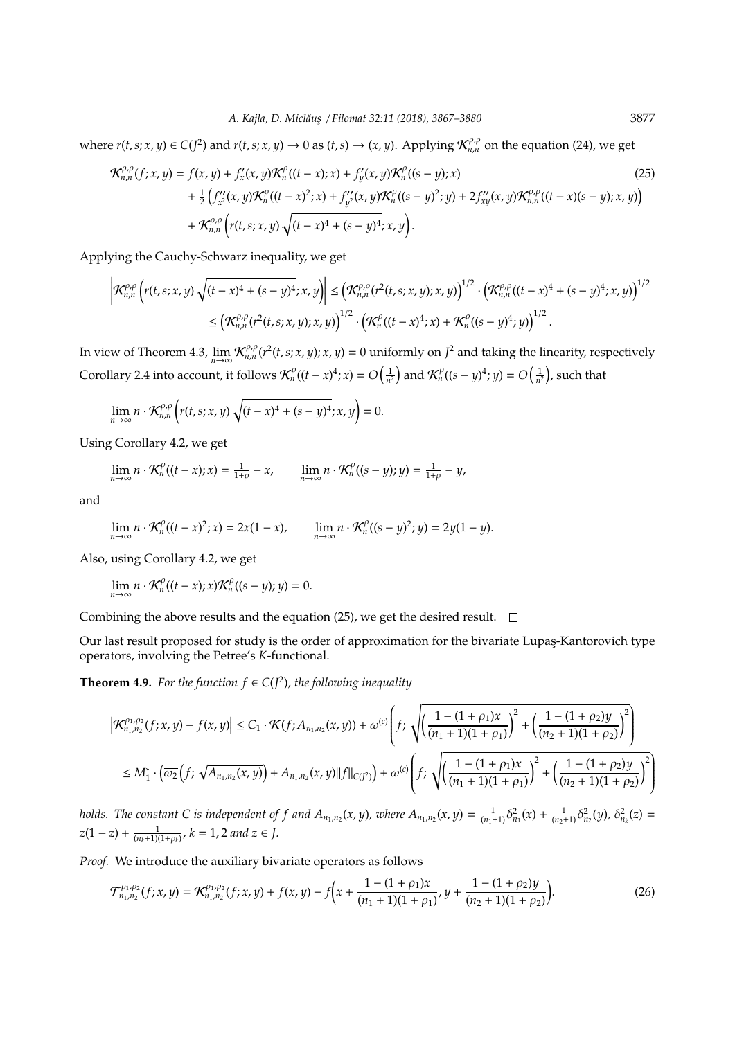where $r(t,s;x,y) \in C(J^2)$ and $r(t,s;x,y) \to 0$ as $(t,s) \to (x,y)$. Applying $\mathcal{K}_{n,n}^{\rho,\rho}$ on the equation (24), we get

$$\begin{aligned}
\mathcal{K}_{n,n}^{\rho,\rho}(f;x,y) &= f(x,y) + f'_x(x,y)\mathcal{K}_n^{\rho}((t-x);x) + f'_y(x,y)\mathcal{K}_n^{\rho}((s-y);x) \\
&\quad + \tfrac{1}{2}\left(f''_{x^2}(x,y)\mathcal{K}_n^{\rho}((t-x)^2;x) + f''_{y^2}(x,y)\mathcal{K}_n^{\rho}((s-y)^2;y) + 2f''_{xy}(x,y)\mathcal{K}_{n,n}^{\rho,\rho}((t-x)(s-y);x,y)\right) \\
&\quad + \mathcal{K}_{n,n}^{\rho,\rho}\left(r(t,s;x,y)\sqrt{(t-x)^4+(s-y)^4};x,y\right).
\end{aligned} \tag{25}$$

Applying the Cauchy-Schwarz inequality, we get

$$\begin{aligned}
\left|\mathcal{K}_{n,n}^{\rho,\rho}\left(r(t,s;x,y)\sqrt{(t-x)^4+(s-y)^4};x,y\right)\right| &\leq \left(\mathcal{K}_{n,n}^{\rho,\rho}(r^2(t,s;x,y);x,y)\right)^{1/2} \cdot \left(\mathcal{K}_{n,n}^{\rho,\rho}((t-x)^4+(s-y)^4;x,y)\right)^{1/2} \\
&\leq \left(\mathcal{K}_{n,n}^{\rho,\rho}(r^2(t,s;x,y);x,y)\right)^{1/2} \cdot \left(\mathcal{K}_n^{\rho}((t-x)^4;x) + \mathcal{K}_n^{\rho}((s-y)^4;y)\right)^{1/2}.
\end{aligned}$$

In view of Theorem 4.3, $\lim\limits_{n\to\infty} \mathcal{K}_{n,n}^{\rho,\rho}(r^2(t,s;x,y);x,y) = 0$ uniformly on $J^2$ and taking the linearity, respectively Corollary 2.4 into account, it follows $\mathcal{K}_n^{\rho}((t-x)^4;x) = O\left(\frac{1}{n^2}\right)$ and $\mathcal{K}_n^{\rho}((s-y)^4;y) = O\left(\frac{1}{n^2}\right)$, such that

$$\lim_{n\to\infty} n \cdot \mathcal{K}_{n,n}^{\rho,\rho}\left(r(t,s;x,y)\sqrt{(t-x)^4+(s-y)^4};x,y\right) = 0.$$

Using Corollary 4.2, we get

$$\lim_{n\to\infty} n \cdot \mathcal{K}_n^{\rho}((t-x);x) = \tfrac{1}{1+\rho} - x, \qquad \lim_{n\to\infty} n \cdot \mathcal{K}_n^{\rho}((s-y);y) = \tfrac{1}{1+\rho} - y,$$

and

$$\lim_{n\to\infty} n \cdot \mathcal{K}_n^{\rho}((t-x)^2;x) = 2x(1-x), \qquad \lim_{n\to\infty} n \cdot \mathcal{K}_n^{\rho}((s-y)^2;y) = 2y(1-y).$$

Also, using Corollary 4.2, we get

$$\lim_{n\to\infty} n \cdot \mathcal{K}_n^{\rho}((t-x);x)\mathcal{K}_n^{\rho}((s-y);y) = 0.$$

Combining the above results and the equation (25), we get the desired result. $\square$

Our last result proposed for study is the order of approximation for the bivariate Lupaş-Kantorovich type operators, involving the Petree's $K$-functional.

**Theorem 4.9.** *For the function $f \in C(J^2)$, the following inequality*

$$\begin{aligned}
\left|\mathcal{K}_{n_1,n_2}^{\rho_1,\rho_2}(f;x,y) - f(x,y)\right| &\leq C_1 \cdot \mathcal{K}(f;A_{n_1,n_2}(x,y)) + \omega^{(c)}\left(f;\sqrt{\left(\frac{1-(1+\rho_1)x}{(n_1+1)(1+\rho_1)}\right)^2 + \left(\frac{1-(1+\rho_2)y}{(n_2+1)(1+\rho_2)}\right)^2}\right) \\
&\leq M_1^* \cdot \left(\overline{\omega_2}\left(f;\sqrt{A_{n_1,n_2}(x,y)}\right) + A_{n_1,n_2}(x,y)\|f\|_{C(J^2)}\right) + \omega^{(c)}\left(f;\sqrt{\left(\frac{1-(1+\rho_1)x}{(n_1+1)(1+\rho_1)}\right)^2 + \left(\frac{1-(1+\rho_2)y}{(n_2+1)(1+\rho_2)}\right)^2}\right)
\end{aligned}$$

*holds. The constant $C$ is independent of $f$ and $A_{n_1,n_2}(x,y)$, where $A_{n_1,n_2}(x,y) = \frac{1}{(n_1+1)}\delta_{n_1}^2(x) + \frac{1}{(n_2+1)}\delta_{n_2}^2(y)$, $\delta_{n_k}^2(z) = z(1-z) + \frac{1}{(n_k+1)(1+\rho_k)}$, $k = 1,2$ and $z \in J$.*

*Proof.* We introduce the auxiliary bivariate operators as follows

$$\mathcal{T}_{n_1,n_2}^{\rho_1,\rho_2}(f;x,y) = \mathcal{K}_{n_1,n_2}^{\rho_1,\rho_2}(f;x,y) + f(x,y) - f\left(x + \frac{1-(1+\rho_1)x}{(n_1+1)(1+\rho_1)}, y + \frac{1-(1+\rho_2)y}{(n_2+1)(1+\rho_2)}\right). \tag{26}$$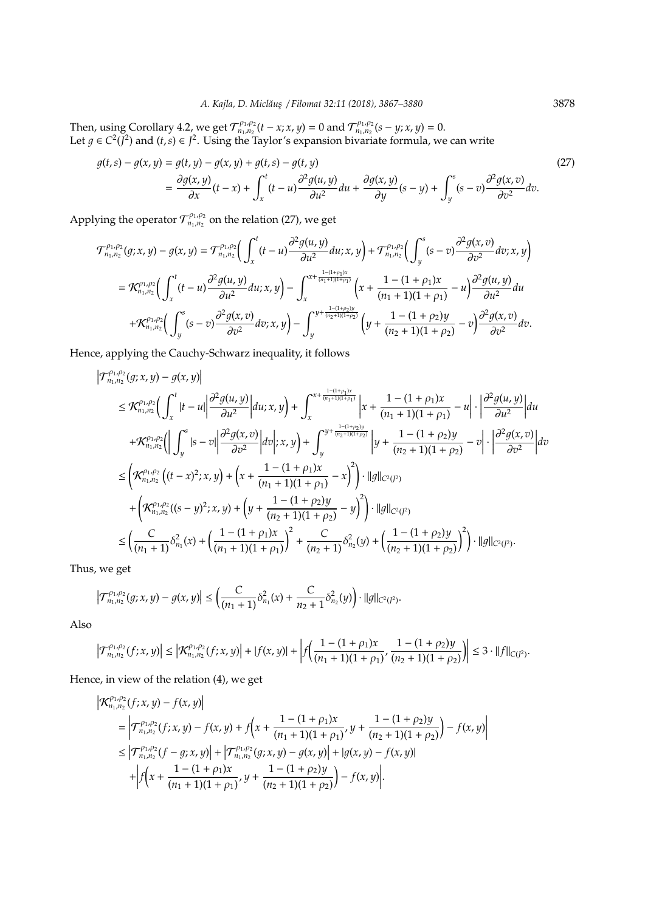Then, using Corollary 4.2, we get $\mathcal{T}^{\rho_1,\rho_2}_{n_1,n_2}(t-x;x,y)=0$ and $\mathcal{T}^{\rho_1,\rho_2}_{n_1,n_2}(s-y;x,y)=0$.
Let $g\in C^2(J^2)$ and $(t,s)\in J^2$. Using the Taylor's expansion bivariate formula, we can write

$$
\begin{aligned}
g(t,s)-g(x,y) &= g(t,y)-g(x,y)+g(t,s)-g(t,y) \qquad (27)\\
&= \frac{\partial g(x,y)}{\partial x}(t-x)+\int_x^t (t-u)\frac{\partial^2 g(u,y)}{\partial u^2}du+\frac{\partial g(x,y)}{\partial y}(s-y)+\int_y^s (s-v)\frac{\partial^2 g(x,v)}{\partial v^2}dv.
\end{aligned}
$$

Applying the operator $\mathcal{T}^{\rho_1,\rho_2}_{n_1,n_2}$ on the relation (27), we get

$$
\begin{aligned}
\mathcal{T}^{\rho_1,\rho_2}_{n_1,n_2}(g;x,y)-g(x,y) &= \mathcal{T}^{\rho_1,\rho_2}_{n_1,n_2}\Big(\int_x^t (t-u)\frac{\partial^2 g(u,y)}{\partial u^2}du;x,y\Big)+\mathcal{T}^{\rho_1,\rho_2}_{n_1,n_2}\Big(\int_y^s (s-v)\frac{\partial^2 g(x,v)}{\partial v^2}dv;x,y\Big)\\
&= \mathcal{K}^{\rho_1,\rho_2}_{n_1,n_2}\Big(\int_x^t (t-u)\frac{\partial^2 g(u,y)}{\partial u^2}du;x,y\Big)-\int_x^{x+\frac{1-(1+\rho_1)x}{(n_1+1)(1+\rho_1)}}\Big(x+\frac{1-(1+\rho_1)x}{(n_1+1)(1+\rho_1)}-u\Big)\frac{\partial^2 g(u,y)}{\partial u^2}du\\
&\quad+\mathcal{K}^{\rho_1,\rho_2}_{n_1,n_2}\Big(\int_y^s (s-v)\frac{\partial^2 g(x,v)}{\partial v^2}dv;x,y\Big)-\int_y^{y+\frac{1-(1+\rho_2)y}{(n_2+1)(1+\rho_2)}}\Big(y+\frac{1-(1+\rho_2)y}{(n_2+1)(1+\rho_2)}-v\Big)\frac{\partial^2 g(x,v)}{\partial v^2}dv.
\end{aligned}
$$

Hence, applying the Cauchy-Schwarz inequality, it follows

$$
\begin{aligned}
&\Big|\mathcal{T}^{\rho_1,\rho_2}_{n_1,n_2}(g;x,y)-g(x,y)\Big|\\
&\le \mathcal{K}^{\rho_1,\rho_2}_{n_1,n_2}\Big(\int_x^t |t-u|\Big|\frac{\partial^2 g(u,y)}{\partial u^2}\Big|du;x,y\Big)+\int_x^{x+\frac{1-(1+\rho_1)x}{(n_1+1)(1+\rho_1)}}\Big|x+\frac{1-(1+\rho_1)x}{(n_1+1)(1+\rho_1)}-u\Big|\cdot\Big|\frac{\partial^2 g(u,y)}{\partial u^2}\Big|du\\
&\quad+\mathcal{K}^{\rho_1,\rho_2}_{n_1,n_2}\Big(\Big|\int_y^s |s-v|\Big|\frac{\partial^2 g(x,v)}{\partial v^2}\Big|dv\Big|;x,y\Big)+\int_y^{y+\frac{1-(1+\rho_2)y}{(n_2+1)(1+\rho_2)}}\Big|y+\frac{1-(1+\rho_2)y}{(n_2+1)(1+\rho_2)}-v\Big|\cdot\Big|\frac{\partial^2 g(x,v)}{\partial v^2}\Big|dv\\
&\le \Bigg(\mathcal{K}^{\rho_1,\rho_2}_{n_1,n_2}\left((t-x)^2;x,y\right)+\Big(x+\frac{1-(1+\rho_1)x}{(n_1+1)(1+\rho_1)}-x\Big)^2\Bigg)\cdot\|g\|_{C^2(J^2)}\\
&\quad+\Bigg(\mathcal{K}^{\rho_1,\rho_2}_{n_1,n_2}((s-y)^2;x,y)+\Big(y+\frac{1-(1+\rho_2)y}{(n_2+1)(1+\rho_2)}-y\Big)^2\Bigg)\cdot\|g\|_{C^2(J^2)}\\
&\le \Big(\frac{C}{(n_1+1)}\delta^2_{n_1}(x)+\Big(\frac{1-(1+\rho_1)x}{(n_1+1)(1+\rho_1)}\Big)^2+\frac{C}{(n_2+1)}\delta^2_{n_2}(y)+\Big(\frac{1-(1+\rho_2)y}{(n_2+1)(1+\rho_2)}\Big)^2\Big)\cdot\|g\|_{C^2(J^2)}.
\end{aligned}
$$

Thus, we get

$$
\Big|\mathcal{T}^{\rho_1,\rho_2}_{n_1,n_2}(g;x,y)-g(x,y)\Big|\le\Big(\frac{C}{(n_1+1)}\delta^2_{n_1}(x)+\frac{C}{n_2+1}\delta^2_{n_2}(y)\Big)\cdot\|g\|_{C^2(J^2)}.
$$

Also

$$
\Big|\mathcal{T}^{\rho_1,\rho_2}_{n_1,n_2}(f;x,y)\Big|\le\Big|\mathcal{K}^{\rho_1,\rho_2}_{n_1,n_2}(f;x,y)\Big|+|f(x,y)|+\Big|f\Big(\frac{1-(1+\rho_1)x}{(n_1+1)(1+\rho_1)},\frac{1-(1+\rho_2)y}{(n_2+1)(1+\rho_2)}\Big)\Big|\le 3\cdot\|f\|_{C(J^2)}.
$$

Hence, in view of the relation (4), we get

$$
\begin{aligned}
&\Big|\mathcal{K}^{\rho_1,\rho_2}_{n_1,n_2}(f;x,y)-f(x,y)\Big|\\
&=\Big|\mathcal{T}^{\rho_1,\rho_2}_{n_1,n_2}(f;x,y)-f(x,y)+f\Big(x+\frac{1-(1+\rho_1)x}{(n_1+1)(1+\rho_1)},y+\frac{1-(1+\rho_2)y}{(n_2+1)(1+\rho_2)}\Big)-f(x,y)\Big|\\
&\le\Big|\mathcal{T}^{\rho_1,\rho_2}_{n_1,n_2}(f-g;x,y)\Big|+\Big|\mathcal{T}^{\rho_1,\rho_2}_{n_1,n_2}(g;x,y)-g(x,y)\Big|+|g(x,y)-f(x,y)|\\
&\quad+\Big|f\Big(x+\frac{1-(1+\rho_1)x}{(n_1+1)(1+\rho_1)},y+\frac{1-(1+\rho_2)y}{(n_2+1)(1+\rho_2)}\Big)-f(x,y)\Big|.
\end{aligned}
$$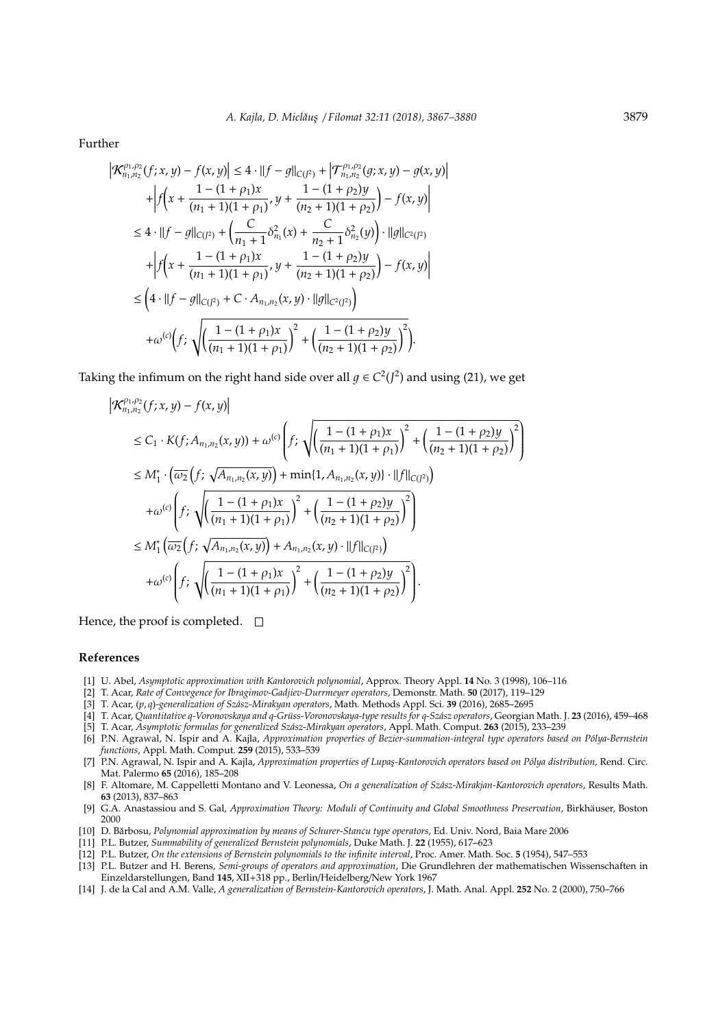Further

$$
\begin{aligned}
\left|\mathcal{K}_{n_1,n_2}^{\rho_1,\rho_2}(f;x,y)-f(x,y)\right| &\le 4\cdot\|f-g\|_{C(J^2)}+\left|\mathcal{T}_{n_1,n_2}^{\rho_1,\rho_2}(g;x,y)-g(x,y)\right|\\
&\quad+\left|f\Big(x+\frac{1-(1+\rho_1)x}{(n_1+1)(1+\rho_1)},\,y+\frac{1-(1+\rho_2)y}{(n_2+1)(1+\rho_2)}\Big)-f(x,y)\right|\\
&\le 4\cdot\|f-g\|_{C(J^2)}+\Big(\frac{C}{n_1+1}\delta_{n_1}^2(x)+\frac{C}{n_2+1}\delta_{n_2}^2(y)\Big)\cdot\|g\|_{C^2(J^2)}\\
&\quad+\left|f\Big(x+\frac{1-(1+\rho_1)x}{(n_1+1)(1+\rho_1)},\,y+\frac{1-(1+\rho_2)y}{(n_2+1)(1+\rho_2)}\Big)-f(x,y)\right|\\
&\le\Big(4\cdot\|f-g\|_{C(J^2)}+C\cdot A_{n_1,n_2}(x,y)\cdot\|g\|_{C^2(J^2)}\Big)\\
&\quad+\omega^{(c)}\Big(f;\,\sqrt{\Big(\frac{1-(1+\rho_1)x}{(n_1+1)(1+\rho_1)}\Big)^2+\Big(\frac{1-(1+\rho_2)y}{(n_2+1)(1+\rho_2)}\Big)^2}\Big).
\end{aligned}
$$

Taking the infimum on the right hand side over all $g\in C^2(J^2)$ and using (21), we get

$$
\begin{aligned}
&\left|\mathcal{K}_{n_1,n_2}^{\rho_1,\rho_2}(f;x,y)-f(x,y)\right|\\
&\le C_1\cdot K(f;A_{n_1,n_2}(x,y))+\omega^{(c)}\left(f;\,\sqrt{\Big(\frac{1-(1+\rho_1)x}{(n_1+1)(1+\rho_1)}\Big)^2+\Big(\frac{1-(1+\rho_2)y}{(n_2+1)(1+\rho_2)}\Big)^2}\right)\\
&\le M_1^*\cdot\Big(\overline{\omega_2}\big(f;\,\sqrt{A_{n_1,n_2}(x,y)}\big)+\min\{1,A_{n_1,n_2}(x,y)\}\cdot\|f\|_{C(J^2)}\Big)\\
&\quad+\omega^{(c)}\left(f;\,\sqrt{\Big(\frac{1-(1+\rho_1)x}{(n_1+1)(1+\rho_1)}\Big)^2+\Big(\frac{1-(1+\rho_2)y}{(n_2+1)(1+\rho_2)}\Big)^2}\right)\\
&\le M_1^*\Big(\overline{\omega_2}\big(f;\,\sqrt{A_{n_1,n_2}(x,y)}\big)+A_{n_1,n_2}(x,y)\cdot\|f\|_{C(J^2)}\Big)\\
&\quad+\omega^{(c)}\left(f;\,\sqrt{\Big(\frac{1-(1+\rho_1)x}{(n_1+1)(1+\rho_1)}\Big)^2+\Big(\frac{1-(1+\rho_2)y}{(n_2+1)(1+\rho_2)}\Big)^2}\right).
\end{aligned}
$$

Hence, the proof is completed. □

## References

[1] U. Abel, *Asymptotic approximation with Kantorovich polynomial*, Approx. Theory Appl. **14** No. 3 (1998), 106–116

[2] T. Acar, *Rate of Convegence for Ibragimov-Gadjiev-Durrmeyer operators*, Demonstr. Math. **50** (2017), 119–129

[3] T. Acar, *(p, q)-generalization of Szász-Mirakyan operators*, Math. Methods Appl. Sci. **39** (2016), 2685–2695

[4] T. Acar, *Quantitative q-Voronovskaya and q-Grüss-Voronovskaya-type results for q-Szász operators*, Georgian Math. J. **23** (2016), 459–468

[5] T. Acar, *Asymptotic formulas for generalized Szász-Mirakyan operators*, Appl. Math. Comput. **263** (2015), 233–239

[6] P.N. Agrawal, N. Ispir and A. Kajla, *Approximation properties of Bezier-summation-integral type operators based on Pólya-Bernstein functions*, Appl. Math. Comput. **259** (2015), 533–539

[7] P.N. Agrawal, N. Ispir and A. Kajla, *Approximation properties of Lupaş-Kantorovich operators based on Pólya distribution*, Rend. Circ. Mat. Palermo **65** (2016), 185–208

[8] F. Altomare, M. Cappelletti Montano and V. Leonessa, *On a generalization of Szász-Mirakjan-Kantorovich operators*, Results Math. **63** (2013), 837–863

[9] G.A. Anastassiou and S. Gal, *Approximation Theory: Moduli of Continuity and Global Smoothness Preservation*, Birkhäuser, Boston 2000

[10] D. Bărbosu, *Polynomial approximation by means of Schurer-Stancu type operators*, Ed. Univ. Nord, Baia Mare 2006

[11] P.L. Butzer, *Summability of generalized Bernstein polynomials*, Duke Math. J. **22** (1955), 617–623

[12] P.L. Butzer, *On the extensions of Bernstein polynomials to the infinite interval*, Proc. Amer. Math. Soc. **5** (1954), 547–553

[13] P.L. Butzer and H. Berens, *Semi-groups of operators and approximation*, Die Grundlehren der mathematischen Wissenschaften in Einzeldarstellungen, Band **145**, XII+318 pp., Berlin/Heidelberg/New York 1967

[14] J. de la Cal and A.M. Valle, *A generalization of Bernstein-Kantorovich operators*, J. Math. Anal. Appl. **252** No. 2 (2000), 750–766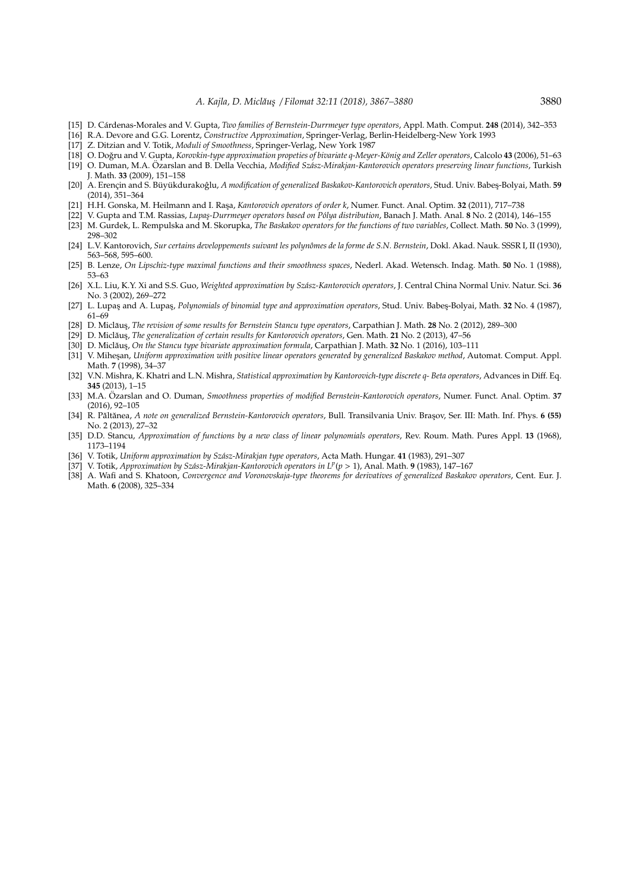[15] D. Cárdenas-Morales and V. Gupta, *Two families of Bernstein-Durrmeyer type operators*, Appl. Math. Comput. **248** (2014), 342–353

[16] R.A. Devore and G.G. Lorentz, *Constructive Approximation*, Springer-Verlag, Berlin-Heidelberg-New York 1993

[17] Z. Ditzian and V. Totik, *Moduli of Smoothness*, Springer-Verlag, New York 1987

[18] O. Doğru and V. Gupta, *Korovkin-type approximation propeties of bivariate q-Meyer-König and Zeller operators*, Calcolo **43** (2006), 51–63

[19] O. Duman, M.A. Özarslan and B. Della Vecchia, *Modified Szász-Mirakjan-Kantorovich operators preserving linear functions*, Turkish J. Math. **33** (2009), 151–158

[20] A. Erençin and S. Büyükdurakoĝlu, *A modification of generalized Baskakov-Kantorovich operators*, Stud. Univ. Babeş-Bolyai, Math. **59** (2014), 351–364

[21] H.H. Gonska, M. Heilmann and I. Raşa, *Kantorovich operators of order k*, Numer. Funct. Anal. Optim. **32** (2011), 717–738

[22] V. Gupta and T.M. Rassias, *Lupaş-Durrmeyer operators based on Pólya distribution*, Banach J. Math. Anal. **8** No. 2 (2014), 146–155

[23] M. Gurdek, L. Rempulska and M. Skorupka, *The Baskakov operators for the functions of two variables*, Collect. Math. **50** No. 3 (1999), 298–302

[24] L.V. Kantorovich, *Sur certains developpements suivant les polynômes de la forme de S.N. Bernstein*, Dokl. Akad. Nauk. SSSR I, II (1930), 563–568, 595–600.

[25] B. Lenze, *On Lipschiz-type maximal functions and their smoothness spaces*, Nederl. Akad. Wetensch. Indag. Math. **50** No. 1 (1988), 53–63

[26] X.L. Liu, K.Y. Xi and S.S. Guo, *Weighted approximation by Szász-Kantorovich operators*, J. Central China Normal Univ. Natur. Sci. **36** No. 3 (2002), 269–272

[27] L. Lupaş and A. Lupaş, *Polynomials of binomial type and approximation operators*, Stud. Univ. Babeş-Bolyai, Math. **32** No. 4 (1987), 61–69

[28] D. Miclăuş, *The revision of some results for Bernstein Stancu type operators*, Carpathian J. Math. **28** No. 2 (2012), 289–300

[29] D. Miclăuş, *The generalization of certain results for Kantorovich operators*, Gen. Math. **21** No. 2 (2013), 47–56

[30] D. Miclăuş, *On the Stancu type bivariate approximation formula*, Carpathian J. Math. **32** No. 1 (2016), 103–111

[31] V. Miheşan, *Uniform approximation with positive linear operators generated by generalized Baskakov method*, Automat. Comput. Appl. Math. **7** (1998), 34–37

[32] V.N. Mishra, K. Khatri and L.N. Mishra, *Statistical approximation by Kantorovich-type discrete q- Beta operators*, Advances in Diff. Eq. **345** (2013), 1–15

[33] M.A. Özarslan and O. Duman, *Smoothness properties of modified Bernstein-Kantorovich operators*, Numer. Funct. Anal. Optim. **37** (2016), 92–105

[34] R. Păltănea, *A note on generalized Bernstein-Kantorovich operators*, Bull. Transilvania Univ. Braşov, Ser. III: Math. Inf. Phys. **6 (55)** No. 2 (2013), 27–32

[35] D.D. Stancu, *Approximation of functions by a new class of linear polynomials operators*, Rev. Roum. Math. Pures Appl. **13** (1968), 1173–1194

[36] V. Totik, *Uniform approximation by Szász-Mirakjan type operators*, Acta Math. Hungar. **41** (1983), 291–307

[37] V. Totik, *Approximation by Szász-Mirakjan-Kantorovich operators in $L^p(p > 1)$*, Anal. Math. **9** (1983), 147–167

[38] A. Wafi and S. Khatoon, *Convergence and Voronovskaja-type theorems for derivatives of generalized Baskakov operators*, Cent. Eur. J. Math. **6** (2008), 325–334